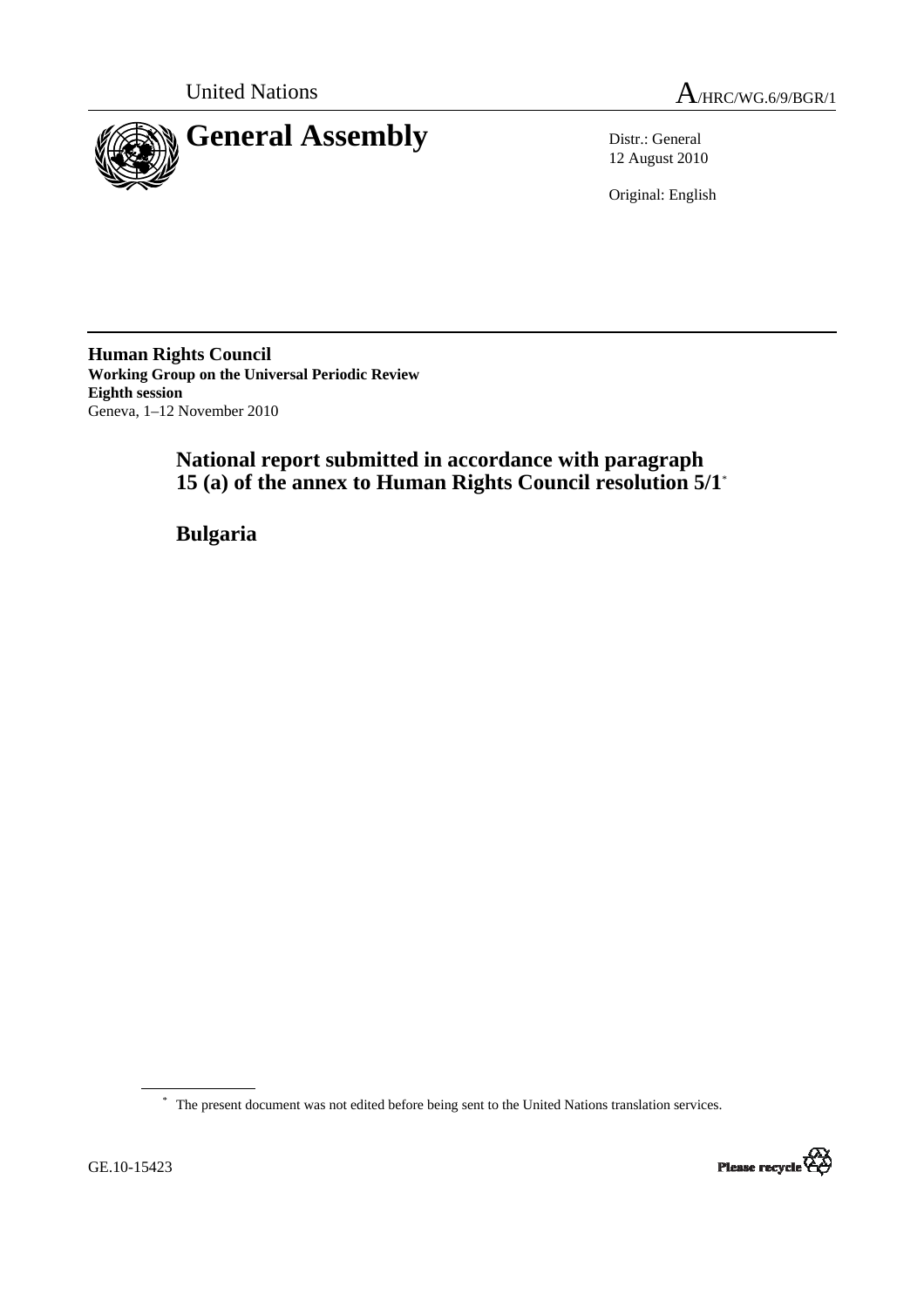United Nations

A/HRC/WG.6/9/BGR/1

# General Assembly

Distr.: General
12 August 2010

Original: English

**Human Rights Council**
**Working Group on the Universal Periodic Review**
**Eighth session**
Geneva, 1–12 November 2010

## National report submitted in accordance with paragraph 15 (a) of the annex to Human Rights Council resolution 5/1*

## Bulgaria

---

* The present document was not edited before being sent to the United Nations translation services.

GE.10-15423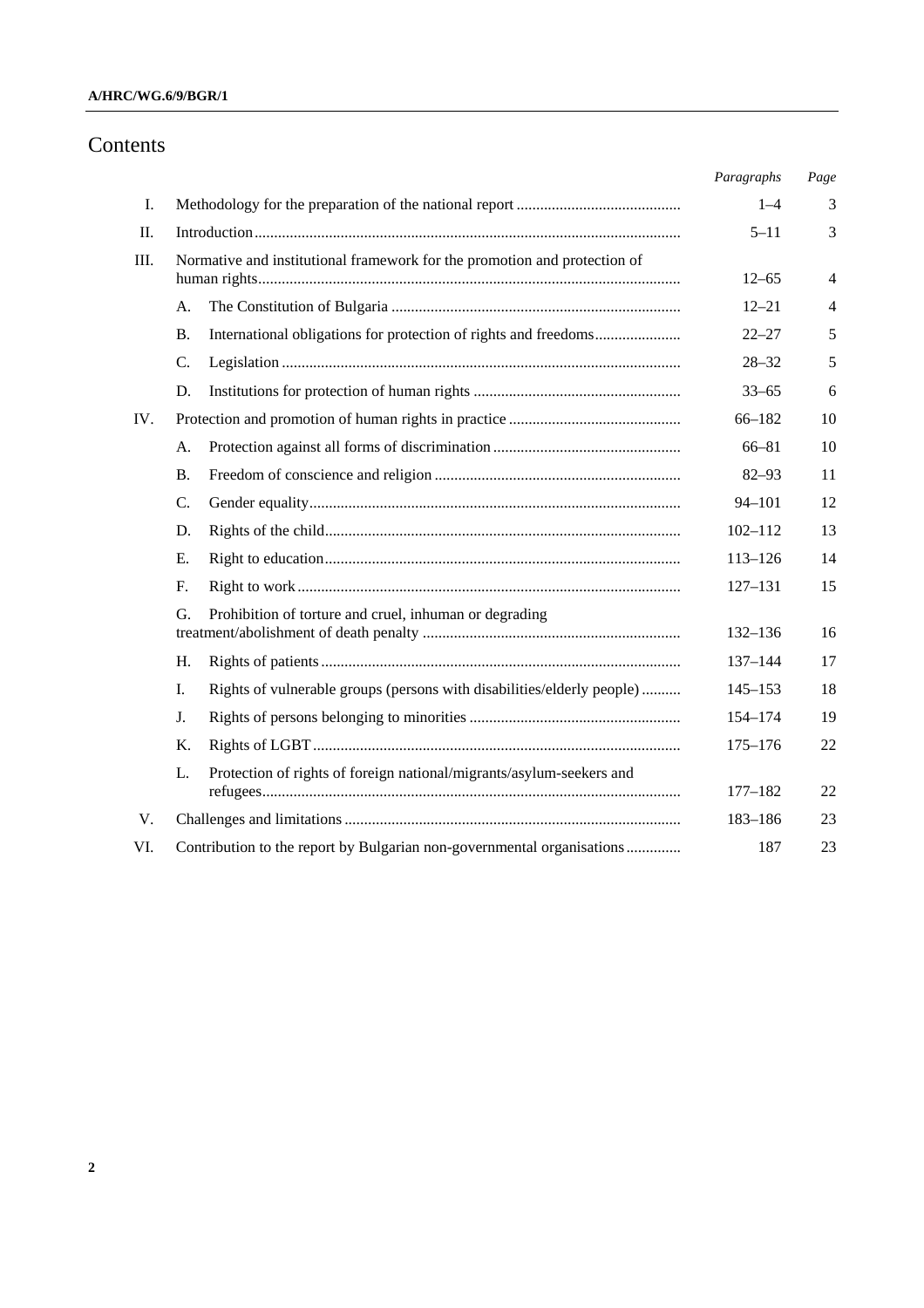# Contents

| | | Paragraphs | Page |
|---|---|---|---|
| I. | Methodology for the preparation of the national report | 1–4 | 3 |
| II. | Introduction | 5–11 | 3 |
| III. | Normative and institutional framework for the promotion and protection of human rights | 12–65 | 4 |
| | A. The Constitution of Bulgaria | 12–21 | 4 |
| | B. International obligations for protection of rights and freedoms | 22–27 | 5 |
| | C. Legislation | 28–32 | 5 |
| | D. Institutions for protection of human rights | 33–65 | 6 |
| IV. | Protection and promotion of human rights in practice | 66–182 | 10 |
| | A. Protection against all forms of discrimination | 66–81 | 10 |
| | B. Freedom of conscience and religion | 82–93 | 11 |
| | C. Gender equality | 94–101 | 12 |
| | D. Rights of the child | 102–112 | 13 |
| | E. Right to education | 113–126 | 14 |
| | F. Right to work | 127–131 | 15 |
| | G. Prohibition of torture and cruel, inhuman or degrading treatment/abolishment of death penalty | 132–136 | 16 |
| | H. Rights of patients | 137–144 | 17 |
| | I. Rights of vulnerable groups (persons with disabilities/elderly people) | 145–153 | 18 |
| | J. Rights of persons belonging to minorities | 154–174 | 19 |
| | K. Rights of LGBT | 175–176 | 22 |
| | L. Protection of rights of foreign national/migrants/asylum-seekers and refugees | 177–182 | 22 |
| V. | Challenges and limitations | 183–186 | 23 |
| VI. | Contribution to the report by Bulgarian non-governmental organisations | 187 | 23 |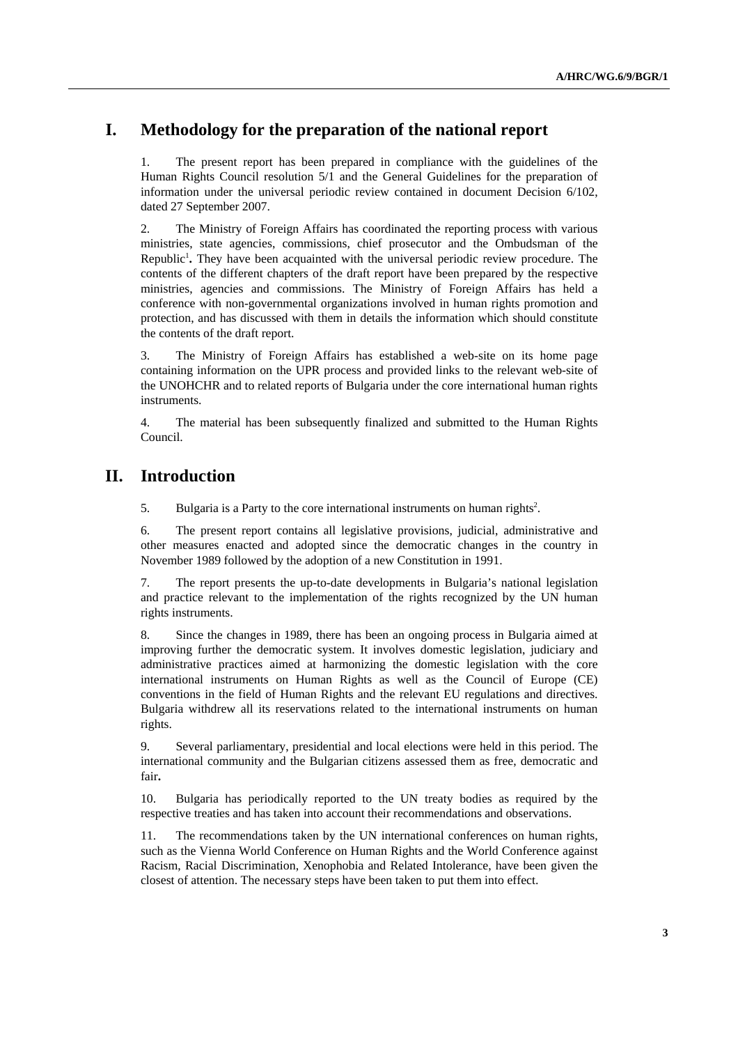## I. Methodology for the preparation of the national report

1. The present report has been prepared in compliance with the guidelines of the Human Rights Council resolution 5/1 and the General Guidelines for the preparation of information under the universal periodic review contained in document Decision 6/102, dated 27 September 2007.

2. The Ministry of Foreign Affairs has coordinated the reporting process with various ministries, state agencies, commissions, chief prosecutor and the Ombudsman of the Republic[1]**.** They have been acquainted with the universal periodic review procedure. The contents of the different chapters of the draft report have been prepared by the respective ministries, agencies and commissions. The Ministry of Foreign Affairs has held a conference with non-governmental organizations involved in human rights promotion and protection, and has discussed with them in details the information which should constitute the contents of the draft report.

3. The Ministry of Foreign Affairs has established a web-site on its home page containing information on the UPR process and provided links to the relevant web-site of the UNOHCHR and to related reports of Bulgaria under the core international human rights instruments.

4. The material has been subsequently finalized and submitted to the Human Rights Council.

## II. Introduction

5. Bulgaria is a Party to the core international instruments on human rights[2].

6. The present report contains all legislative provisions, judicial, administrative and other measures enacted and adopted since the democratic changes in the country in November 1989 followed by the adoption of a new Constitution in 1991.

7. The report presents the up-to-date developments in Bulgaria's national legislation and practice relevant to the implementation of the rights recognized by the UN human rights instruments.

8. Since the changes in 1989, there has been an ongoing process in Bulgaria aimed at improving further the democratic system. It involves domestic legislation, judiciary and administrative practices aimed at harmonizing the domestic legislation with the core international instruments on Human Rights as well as the Council of Europe (CE) conventions in the field of Human Rights and the relevant EU regulations and directives. Bulgaria withdrew all its reservations related to the international instruments on human rights.

9. Several parliamentary, presidential and local elections were held in this period. The international community and the Bulgarian citizens assessed them as free, democratic and fair**.**

10. Bulgaria has periodically reported to the UN treaty bodies as required by the respective treaties and has taken into account their recommendations and observations.

11. The recommendations taken by the UN international conferences on human rights, such as the Vienna World Conference on Human Rights and the World Conference against Racism, Racial Discrimination, Xenophobia and Related Intolerance, have been given the closest of attention. The necessary steps have been taken to put them into effect.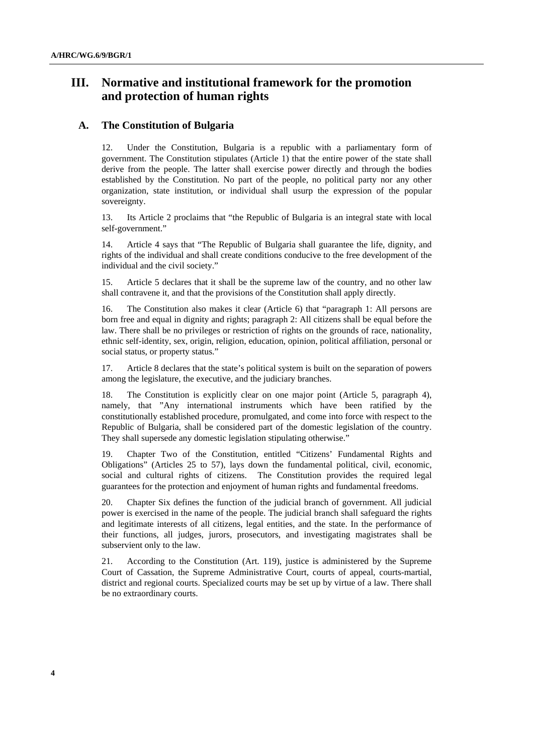## III. Normative and institutional framework for the promotion and protection of human rights

### A. The Constitution of Bulgaria

12. Under the Constitution, Bulgaria is a republic with a parliamentary form of government. The Constitution stipulates (Article 1) that the entire power of the state shall derive from the people. The latter shall exercise power directly and through the bodies established by the Constitution. No part of the people, no political party nor any other organization, state institution, or individual shall usurp the expression of the popular sovereignty.

13. Its Article 2 proclaims that "the Republic of Bulgaria is an integral state with local self-government."

14. Article 4 says that "The Republic of Bulgaria shall guarantee the life, dignity, and rights of the individual and shall create conditions conducive to the free development of the individual and the civil society."

15. Article 5 declares that it shall be the supreme law of the country, and no other law shall contravene it, and that the provisions of the Constitution shall apply directly.

16. The Constitution also makes it clear (Article 6) that "paragraph 1: All persons are born free and equal in dignity and rights; paragraph 2: All citizens shall be equal before the law. There shall be no privileges or restriction of rights on the grounds of race, nationality, ethnic self-identity, sex, origin, religion, education, opinion, political affiliation, personal or social status, or property status."

17. Article 8 declares that the state's political system is built on the separation of powers among the legislature, the executive, and the judiciary branches.

18. The Constitution is explicitly clear on one major point (Article 5, paragraph 4), namely, that "Any international instruments which have been ratified by the constitutionally established procedure, promulgated, and come into force with respect to the Republic of Bulgaria, shall be considered part of the domestic legislation of the country. They shall supersede any domestic legislation stipulating otherwise."

19. Chapter Two of the Constitution, entitled "Citizens' Fundamental Rights and Obligations" (Articles 25 to 57), lays down the fundamental political, civil, economic, social and cultural rights of citizens. The Constitution provides the required legal guarantees for the protection and enjoyment of human rights and fundamental freedoms.

20. Chapter Six defines the function of the judicial branch of government. All judicial power is exercised in the name of the people. The judicial branch shall safeguard the rights and legitimate interests of all citizens, legal entities, and the state. In the performance of their functions, all judges, jurors, prosecutors, and investigating magistrates shall be subservient only to the law.

21. According to the Constitution (Art. 119), justice is administered by the Supreme Court of Cassation, the Supreme Administrative Court, courts of appeal, courts-martial, district and regional courts. Specialized courts may be set up by virtue of a law. There shall be no extraordinary courts.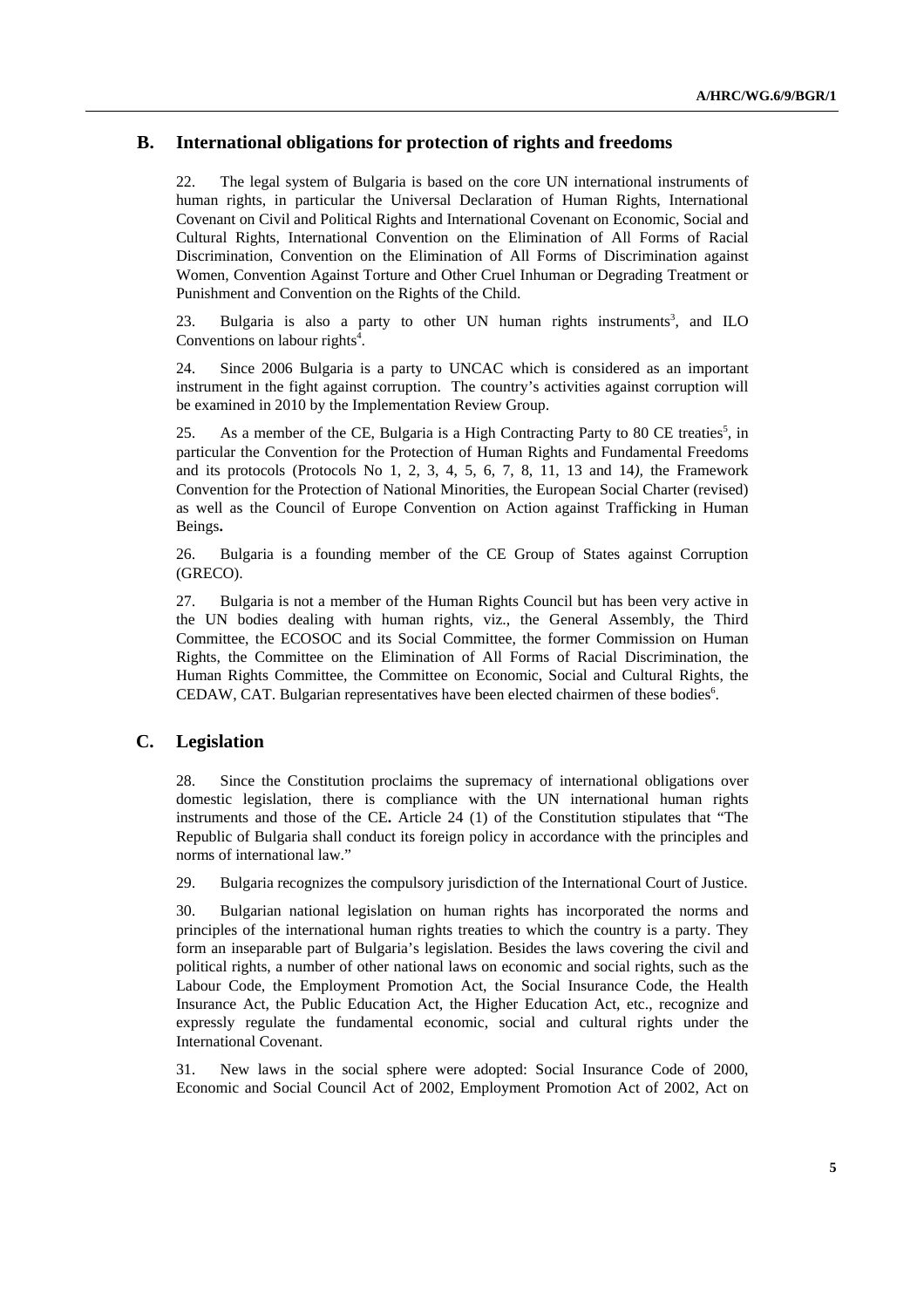## B. International obligations for protection of rights and freedoms

22. The legal system of Bulgaria is based on the core UN international instruments of human rights, in particular the Universal Declaration of Human Rights, International Covenant on Civil and Political Rights and International Covenant on Economic, Social and Cultural Rights, International Convention on the Elimination of All Forms of Racial Discrimination, Convention on the Elimination of All Forms of Discrimination against Women, Convention Against Torture and Other Cruel Inhuman or Degrading Treatment or Punishment and Convention on the Rights of the Child.

23. Bulgaria is also a party to other UN human rights instruments[3], and ILO Conventions on labour rights[4].

24. Since 2006 Bulgaria is a party to UNCAC which is considered as an important instrument in the fight against corruption. The country's activities against corruption will be examined in 2010 by the Implementation Review Group.

25. As a member of the CE, Bulgaria is a High Contracting Party to 80 CE treaties[5], in particular the Convention for the Protection of Human Rights and Fundamental Freedoms and its protocols (Protocols No 1, 2, 3, 4, 5, 6, 7, 8, 11, 13 and 14*)*, the Framework Convention for the Protection of National Minorities, the European Social Charter (revised) as well as the Council of Europe Convention on Action against Trafficking in Human Beings**.**

26. Bulgaria is a founding member of the CE Group of States against Corruption (GRECO).

27. Bulgaria is not a member of the Human Rights Council but has been very active in the UN bodies dealing with human rights, viz., the General Assembly, the Third Committee, the ECOSOC and its Social Committee, the former Commission on Human Rights, the Committee on the Elimination of All Forms of Racial Discrimination, the Human Rights Committee, the Committee on Economic, Social and Cultural Rights, the CEDAW, CAT. Bulgarian representatives have been elected chairmen of these bodies[6].

## C. Legislation

28. Since the Constitution proclaims the supremacy of international obligations over domestic legislation, there is compliance with the UN international human rights instruments and those of the CE**.** Article 24 (1) of the Constitution stipulates that "The Republic of Bulgaria shall conduct its foreign policy in accordance with the principles and norms of international law."

29. Bulgaria recognizes the compulsory jurisdiction of the International Court of Justice.

30. Bulgarian national legislation on human rights has incorporated the norms and principles of the international human rights treaties to which the country is a party. They form an inseparable part of Bulgaria's legislation. Besides the laws covering the civil and political rights, a number of other national laws on economic and social rights, such as the Labour Code, the Employment Promotion Act, the Social Insurance Code, the Health Insurance Act, the Public Education Act, the Higher Education Act, etc., recognize and expressly regulate the fundamental economic, social and cultural rights under the International Covenant.

31. New laws in the social sphere were adopted: Social Insurance Code of 2000, Economic and Social Council Act of 2002, Employment Promotion Act of 2002, Act on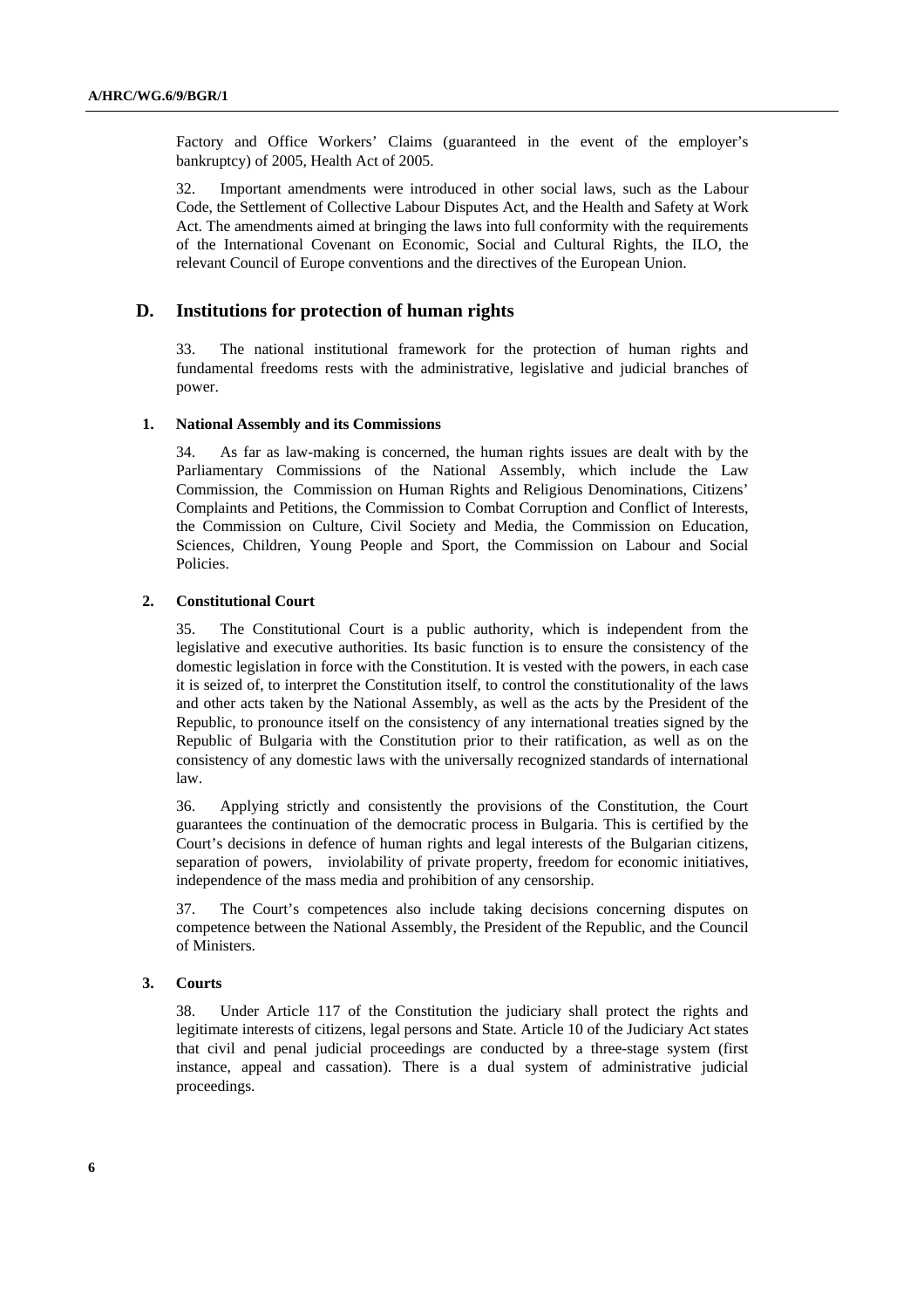Factory and Office Workers' Claims (guaranteed in the event of the employer's bankruptcy) of 2005, Health Act of 2005.

32. Important amendments were introduced in other social laws, such as the Labour Code, the Settlement of Collective Labour Disputes Act, and the Health and Safety at Work Act. The amendments aimed at bringing the laws into full conformity with the requirements of the International Covenant on Economic, Social and Cultural Rights, the ILO, the relevant Council of Europe conventions and the directives of the European Union.

## D. Institutions for protection of human rights

33. The national institutional framework for the protection of human rights and fundamental freedoms rests with the administrative, legislative and judicial branches of power.

### 1. National Assembly and its Commissions

34. As far as law-making is concerned, the human rights issues are dealt with by the Parliamentary Commissions of the National Assembly, which include the Law Commission, the Commission on Human Rights and Religious Denominations, Citizens' Complaints and Petitions, the Commission to Combat Corruption and Conflict of Interests, the Commission on Culture, Civil Society and Media, the Commission on Education, Sciences, Children, Young People and Sport, the Commission on Labour and Social Policies.

### 2. Constitutional Court

35. The Constitutional Court is a public authority, which is independent from the legislative and executive authorities. Its basic function is to ensure the consistency of the domestic legislation in force with the Constitution. It is vested with the powers, in each case it is seized of, to interpret the Constitution itself, to control the constitutionality of the laws and other acts taken by the National Assembly, as well as the acts by the President of the Republic, to pronounce itself on the consistency of any international treaties signed by the Republic of Bulgaria with the Constitution prior to their ratification, as well as on the consistency of any domestic laws with the universally recognized standards of international law.

36. Applying strictly and consistently the provisions of the Constitution, the Court guarantees the continuation of the democratic process in Bulgaria. This is certified by the Court's decisions in defence of human rights and legal interests of the Bulgarian citizens, separation of powers, inviolability of private property, freedom for economic initiatives, independence of the mass media and prohibition of any censorship.

37. The Court's competences also include taking decisions concerning disputes on competence between the National Assembly, the President of the Republic, and the Council of Ministers.

### 3. Courts

38. Under Article 117 of the Constitution the judiciary shall protect the rights and legitimate interests of citizens, legal persons and State. Article 10 of the Judiciary Act states that civil and penal judicial proceedings are conducted by a three-stage system (first instance, appeal and cassation). There is a dual system of administrative judicial proceedings.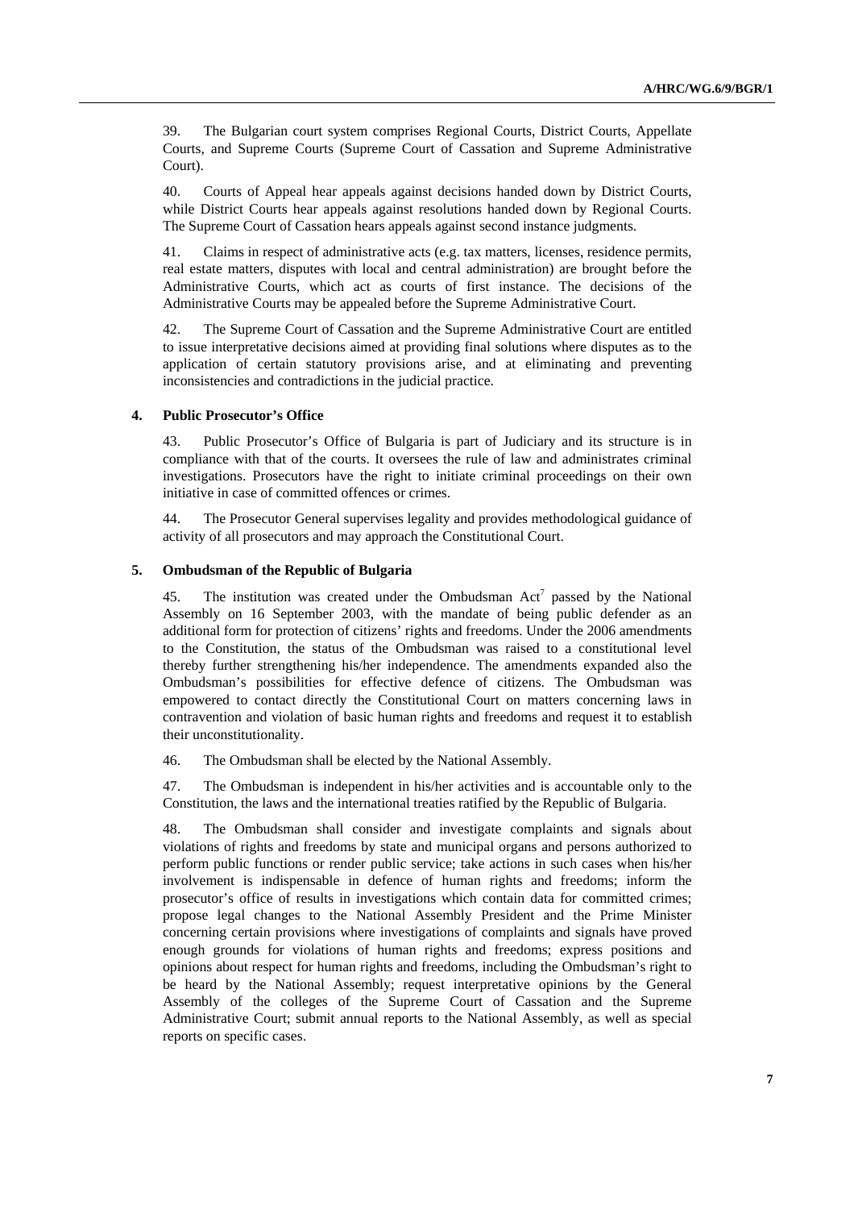39. The Bulgarian court system comprises Regional Courts, District Courts, Appellate Courts, and Supreme Courts (Supreme Court of Cassation and Supreme Administrative Court).

40. Courts of Appeal hear appeals against decisions handed down by District Courts, while District Courts hear appeals against resolutions handed down by Regional Courts. The Supreme Court of Cassation hears appeals against second instance judgments.

41. Claims in respect of administrative acts (e.g. tax matters, licenses, residence permits, real estate matters, disputes with local and central administration) are brought before the Administrative Courts, which act as courts of first instance. The decisions of the Administrative Courts may be appealed before the Supreme Administrative Court.

42. The Supreme Court of Cassation and the Supreme Administrative Court are entitled to issue interpretative decisions aimed at providing final solutions where disputes as to the application of certain statutory provisions arise, and at eliminating and preventing inconsistencies and contradictions in the judicial practice.

#### 4. Public Prosecutor's Office

43. Public Prosecutor's Office of Bulgaria is part of Judiciary and its structure is in compliance with that of the courts. It oversees the rule of law and administrates criminal investigations. Prosecutors have the right to initiate criminal proceedings on their own initiative in case of committed offences or crimes.

44. The Prosecutor General supervises legality and provides methodological guidance of activity of all prosecutors and may approach the Constitutional Court.

#### 5. Ombudsman of the Republic of Bulgaria

45. The institution was created under the Ombudsman Act[7] passed by the National Assembly on 16 September 2003, with the mandate of being public defender as an additional form for protection of citizens' rights and freedoms. Under the 2006 amendments to the Constitution, the status of the Ombudsman was raised to a constitutional level thereby further strengthening his/her independence. The amendments expanded also the Ombudsman's possibilities for effective defence of citizens. The Ombudsman was empowered to contact directly the Constitutional Court on matters concerning laws in contravention and violation of basic human rights and freedoms and request it to establish their unconstitutionality.

46. The Ombudsman shall be elected by the National Assembly.

47. The Ombudsman is independent in his/her activities and is accountable only to the Constitution, the laws and the international treaties ratified by the Republic of Bulgaria.

48. The Ombudsman shall consider and investigate complaints and signals about violations of rights and freedoms by state and municipal organs and persons authorized to perform public functions or render public service; take actions in such cases when his/her involvement is indispensable in defence of human rights and freedoms; inform the prosecutor's office of results in investigations which contain data for committed crimes; propose legal changes to the National Assembly President and the Prime Minister concerning certain provisions where investigations of complaints and signals have proved enough grounds for violations of human rights and freedoms; express positions and opinions about respect for human rights and freedoms, including the Ombudsman's right to be heard by the National Assembly; request interpretative opinions by the General Assembly of the colleges of the Supreme Court of Cassation and the Supreme Administrative Court; submit annual reports to the National Assembly, as well as special reports on specific cases.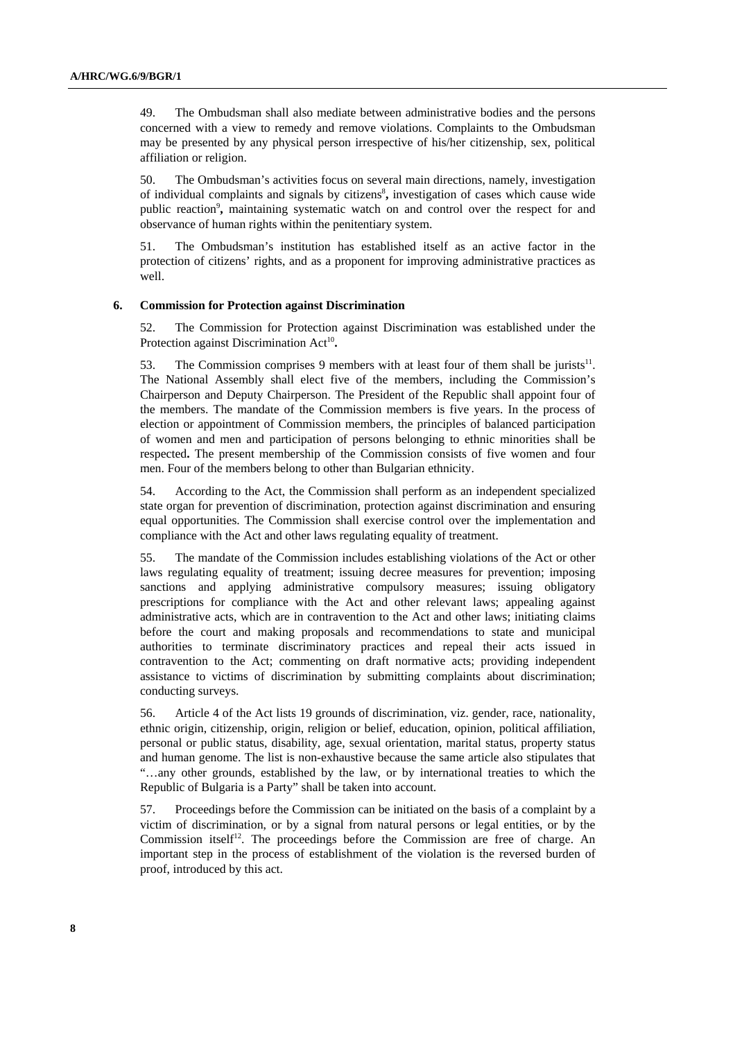49. The Ombudsman shall also mediate between administrative bodies and the persons concerned with a view to remedy and remove violations. Complaints to the Ombudsman may be presented by any physical person irrespective of his/her citizenship, sex, political affiliation or religion.

50. The Ombudsman's activities focus on several main directions, namely, investigation of individual complaints and signals by citizens[8], investigation of cases which cause wide public reaction[9], maintaining systematic watch on and control over the respect for and observance of human rights within the penitentiary system.

51. The Ombudsman's institution has established itself as an active factor in the protection of citizens' rights, and as a proponent for improving administrative practices as well.

### 6. Commission for Protection against Discrimination

52. The Commission for Protection against Discrimination was established under the Protection against Discrimination Act[10].

53. The Commission comprises 9 members with at least four of them shall be jurists[11]. The National Assembly shall elect five of the members, including the Commission's Chairperson and Deputy Chairperson. The President of the Republic shall appoint four of the members. The mandate of the Commission members is five years. In the process of election or appointment of Commission members, the principles of balanced participation of women and men and participation of persons belonging to ethnic minorities shall be respected. The present membership of the Commission consists of five women and four men. Four of the members belong to other than Bulgarian ethnicity.

54. According to the Act, the Commission shall perform as an independent specialized state organ for prevention of discrimination, protection against discrimination and ensuring equal opportunities. The Commission shall exercise control over the implementation and compliance with the Act and other laws regulating equality of treatment.

55. The mandate of the Commission includes establishing violations of the Act or other laws regulating equality of treatment; issuing decree measures for prevention; imposing sanctions and applying administrative compulsory measures; issuing obligatory prescriptions for compliance with the Act and other relevant laws; appealing against administrative acts, which are in contravention to the Act and other laws; initiating claims before the court and making proposals and recommendations to state and municipal authorities to terminate discriminatory practices and repeal their acts issued in contravention to the Act; commenting on draft normative acts; providing independent assistance to victims of discrimination by submitting complaints about discrimination; conducting surveys.

56. Article 4 of the Act lists 19 grounds of discrimination, viz. gender, race, nationality, ethnic origin, citizenship, origin, religion or belief, education, opinion, political affiliation, personal or public status, disability, age, sexual orientation, marital status, property status and human genome. The list is non-exhaustive because the same article also stipulates that "…any other grounds, established by the law, or by international treaties to which the Republic of Bulgaria is a Party" shall be taken into account.

57. Proceedings before the Commission can be initiated on the basis of a complaint by a victim of discrimination, or by a signal from natural persons or legal entities, or by the Commission itself[12]. The proceedings before the Commission are free of charge. An important step in the process of establishment of the violation is the reversed burden of proof, introduced by this act.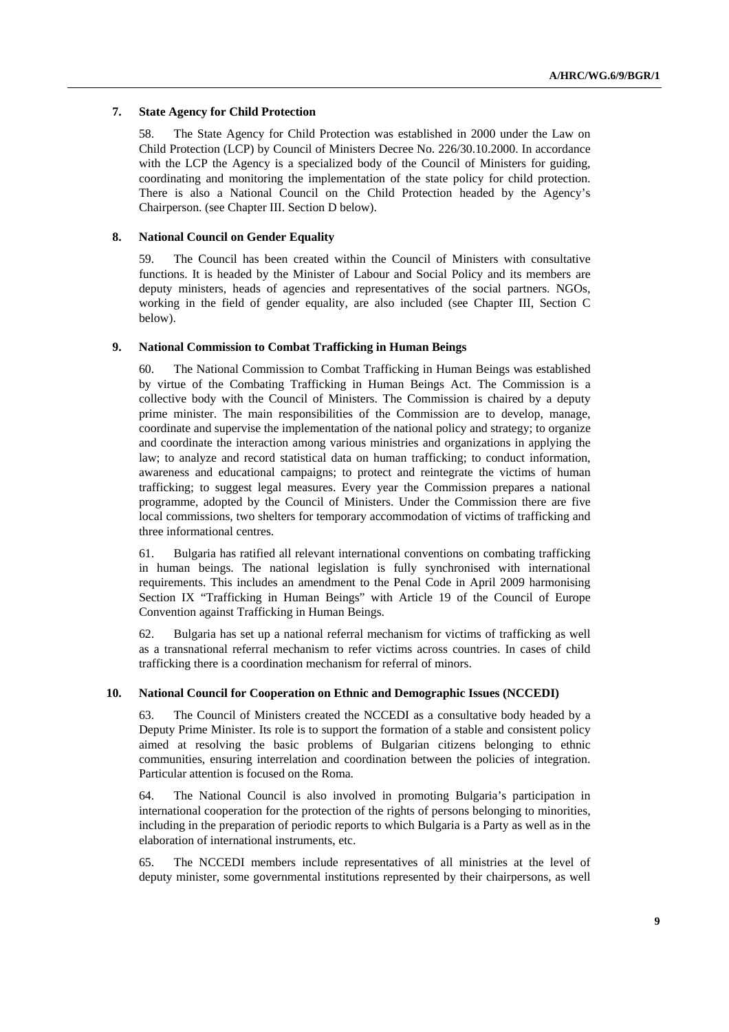### 7. State Agency for Child Protection

58. The State Agency for Child Protection was established in 2000 under the Law on Child Protection (LCP) by Council of Ministers Decree No. 226/30.10.2000. In accordance with the LCP the Agency is a specialized body of the Council of Ministers for guiding, coordinating and monitoring the implementation of the state policy for child protection. There is also a National Council on the Child Protection headed by the Agency's Chairperson. (see Chapter III. Section D below).

### 8. National Council on Gender Equality

59. The Council has been created within the Council of Ministers with consultative functions. It is headed by the Minister of Labour and Social Policy and its members are deputy ministers, heads of agencies and representatives of the social partners. NGOs, working in the field of gender equality, are also included (see Chapter III, Section C below).

### 9. National Commission to Combat Trafficking in Human Beings

60. The National Commission to Combat Trafficking in Human Beings was established by virtue of the Combating Trafficking in Human Beings Act. The Commission is a collective body with the Council of Ministers. The Commission is chaired by a deputy prime minister. The main responsibilities of the Commission are to develop, manage, coordinate and supervise the implementation of the national policy and strategy; to organize and coordinate the interaction among various ministries and organizations in applying the law; to analyze and record statistical data on human trafficking; to conduct information, awareness and educational campaigns; to protect and reintegrate the victims of human trafficking; to suggest legal measures. Every year the Commission prepares a national programme, adopted by the Council of Ministers. Under the Commission there are five local commissions, two shelters for temporary accommodation of victims of trafficking and three informational centres.

61. Bulgaria has ratified all relevant international conventions on combating trafficking in human beings. The national legislation is fully synchronised with international requirements. This includes an amendment to the Penal Code in April 2009 harmonising Section IX "Trafficking in Human Beings" with Article 19 of the Council of Europe Convention against Trafficking in Human Beings.

62. Bulgaria has set up a national referral mechanism for victims of trafficking as well as a transnational referral mechanism to refer victims across countries. In cases of child trafficking there is a coordination mechanism for referral of minors.

### 10. National Council for Cooperation on Ethnic and Demographic Issues (NCCEDI)

63. The Council of Ministers created the NCCEDI as a consultative body headed by a Deputy Prime Minister. Its role is to support the formation of a stable and consistent policy aimed at resolving the basic problems of Bulgarian citizens belonging to ethnic communities, ensuring interrelation and coordination between the policies of integration. Particular attention is focused on the Roma.

64. The National Council is also involved in promoting Bulgaria's participation in international cooperation for the protection of the rights of persons belonging to minorities, including in the preparation of periodic reports to which Bulgaria is a Party as well as in the elaboration of international instruments, etc.

65. The NCCEDI members include representatives of all ministries at the level of deputy minister, some governmental institutions represented by their chairpersons, as well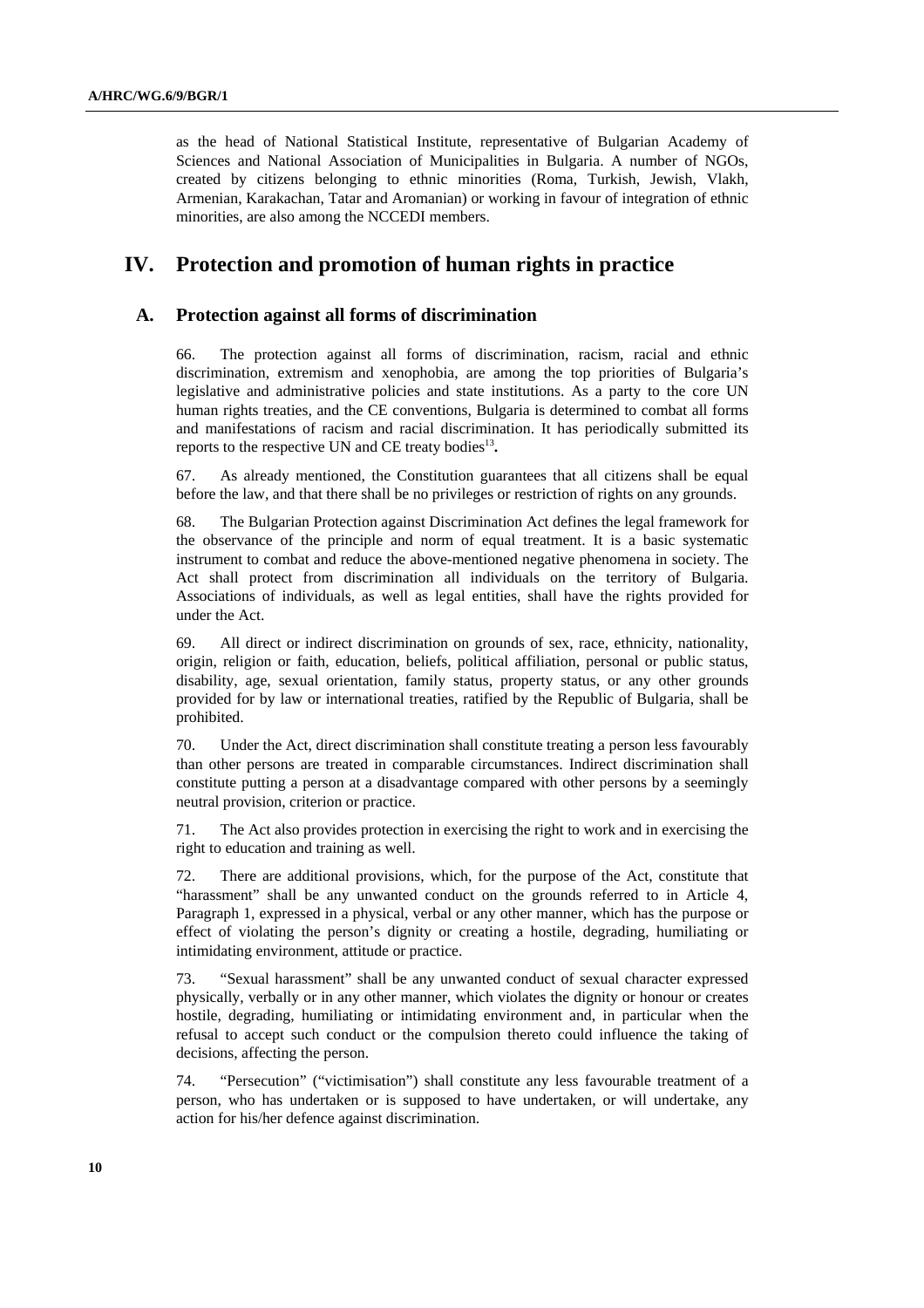as the head of National Statistical Institute, representative of Bulgarian Academy of Sciences and National Association of Municipalities in Bulgaria. A number of NGOs, created by citizens belonging to ethnic minorities (Roma, Turkish, Jewish, Vlakh, Armenian, Karakachan, Tatar and Aromanian) or working in favour of integration of ethnic minorities, are also among the NCCEDI members.

# IV. Protection and promotion of human rights in practice

## A. Protection against all forms of discrimination

66. The protection against all forms of discrimination, racism, racial and ethnic discrimination, extremism and xenophobia, are among the top priorities of Bulgaria's legislative and administrative policies and state institutions. As a party to the core UN human rights treaties, and the CE conventions, Bulgaria is determined to combat all forms and manifestations of racism and racial discrimination. It has periodically submitted its reports to the respective UN and CE treaty bodies[13].

67. As already mentioned, the Constitution guarantees that all citizens shall be equal before the law, and that there shall be no privileges or restriction of rights on any grounds.

68. The Bulgarian Protection against Discrimination Act defines the legal framework for the observance of the principle and norm of equal treatment. It is a basic systematic instrument to combat and reduce the above-mentioned negative phenomena in society. The Act shall protect from discrimination all individuals on the territory of Bulgaria. Associations of individuals, as well as legal entities, shall have the rights provided for under the Act.

69. All direct or indirect discrimination on grounds of sex, race, ethnicity, nationality, origin, religion or faith, education, beliefs, political affiliation, personal or public status, disability, age, sexual orientation, family status, property status, or any other grounds provided for by law or international treaties, ratified by the Republic of Bulgaria, shall be prohibited.

70. Under the Act, direct discrimination shall constitute treating a person less favourably than other persons are treated in comparable circumstances. Indirect discrimination shall constitute putting a person at a disadvantage compared with other persons by a seemingly neutral provision, criterion or practice.

71. The Act also provides protection in exercising the right to work and in exercising the right to education and training as well.

72. There are additional provisions, which, for the purpose of the Act, constitute that "harassment" shall be any unwanted conduct on the grounds referred to in Article 4, Paragraph 1, expressed in a physical, verbal or any other manner, which has the purpose or effect of violating the person's dignity or creating a hostile, degrading, humiliating or intimidating environment, attitude or practice.

73. "Sexual harassment" shall be any unwanted conduct of sexual character expressed physically, verbally or in any other manner, which violates the dignity or honour or creates hostile, degrading, humiliating or intimidating environment and, in particular when the refusal to accept such conduct or the compulsion thereto could influence the taking of decisions, affecting the person.

74. "Persecution" ("victimisation") shall constitute any less favourable treatment of a person, who has undertaken or is supposed to have undertaken, or will undertake, any action for his/her defence against discrimination.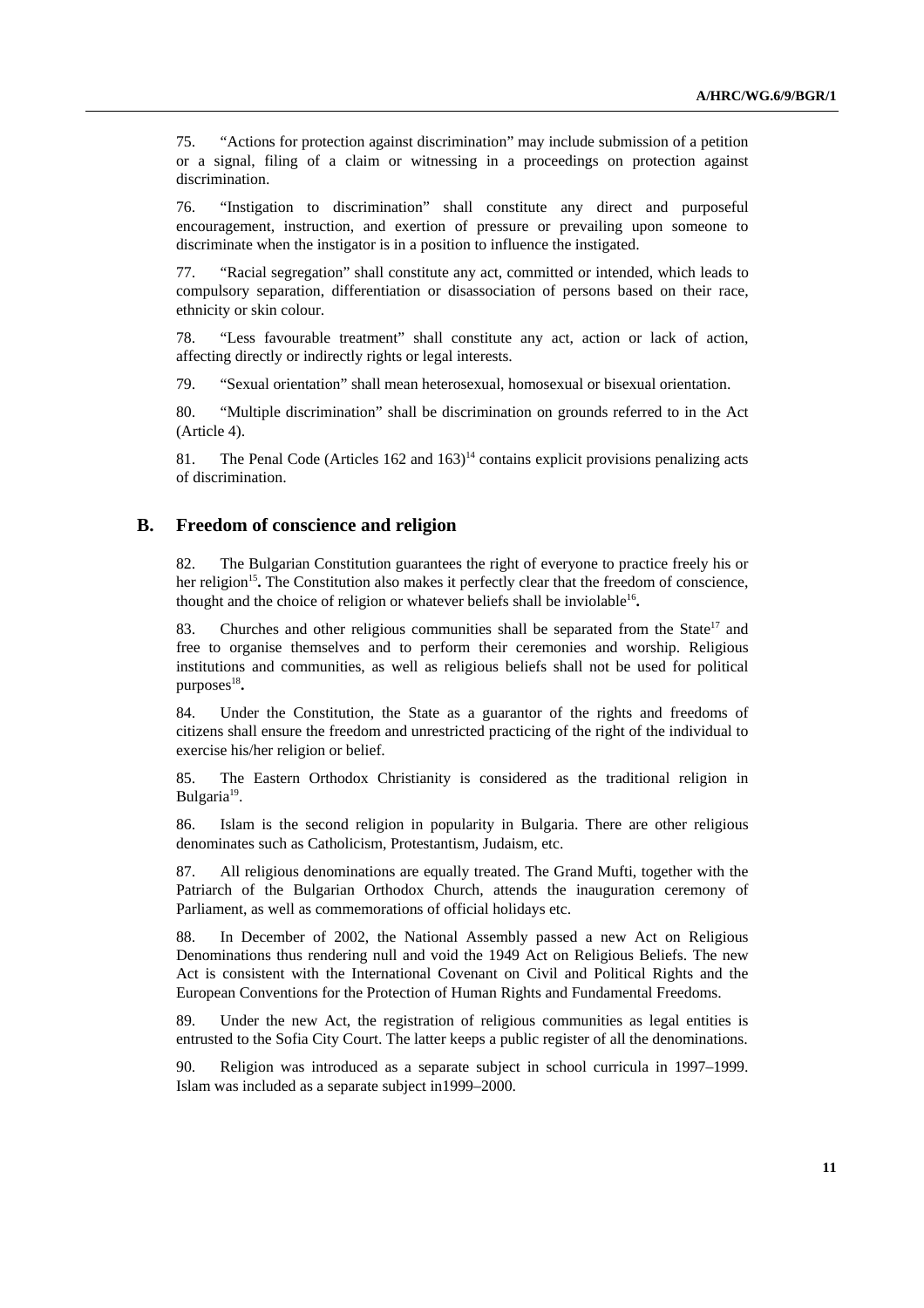75. “Actions for protection against discrimination” may include submission of a petition or a signal, filing of a claim or witnessing in a proceedings on protection against discrimination.

76. “Instigation to discrimination” shall constitute any direct and purposeful encouragement, instruction, and exertion of pressure or prevailing upon someone to discriminate when the instigator is in a position to influence the instigated.

77. “Racial segregation” shall constitute any act, committed or intended, which leads to compulsory separation, differentiation or disassociation of persons based on their race, ethnicity or skin colour.

78. “Less favourable treatment” shall constitute any act, action or lack of action, affecting directly or indirectly rights or legal interests.

79. “Sexual orientation” shall mean heterosexual, homosexual or bisexual orientation.

80. “Multiple discrimination” shall be discrimination on grounds referred to in the Act (Article 4).

81. The Penal Code (Articles 162 and 163)[14] contains explicit provisions penalizing acts of discrimination.

## B. Freedom of conscience and religion

82. The Bulgarian Constitution guarantees the right of everyone to practice freely his or her religion[15]**.** The Constitution also makes it perfectly clear that the freedom of conscience, thought and the choice of religion or whatever beliefs shall be inviolable[16]**.**

83. Churches and other religious communities shall be separated from the State[17] and free to organise themselves and to perform their ceremonies and worship. Religious institutions and communities, as well as religious beliefs shall not be used for political purposes[18]**.**

84. Under the Constitution, the State as a guarantor of the rights and freedoms of citizens shall ensure the freedom and unrestricted practicing of the right of the individual to exercise his/her religion or belief.

85. The Eastern Orthodox Christianity is considered as the traditional religion in Bulgaria[19].

86. Islam is the second religion in popularity in Bulgaria. There are other religious denominates such as Catholicism, Protestantism, Judaism, etc.

87. All religious denominations are equally treated. The Grand Mufti, together with the Patriarch of the Bulgarian Orthodox Church, attends the inauguration ceremony of Parliament, as well as commemorations of official holidays etc.

88. In December of 2002, the National Assembly passed a new Act on Religious Denominations thus rendering null and void the 1949 Act on Religious Beliefs. The new Act is consistent with the International Covenant on Civil and Political Rights and the European Conventions for the Protection of Human Rights and Fundamental Freedoms.

89. Under the new Act, the registration of religious communities as legal entities is entrusted to the Sofia City Court. The latter keeps a public register of all the denominations.

90. Religion was introduced as a separate subject in school curricula in 1997–1999. Islam was included as a separate subject in1999–2000.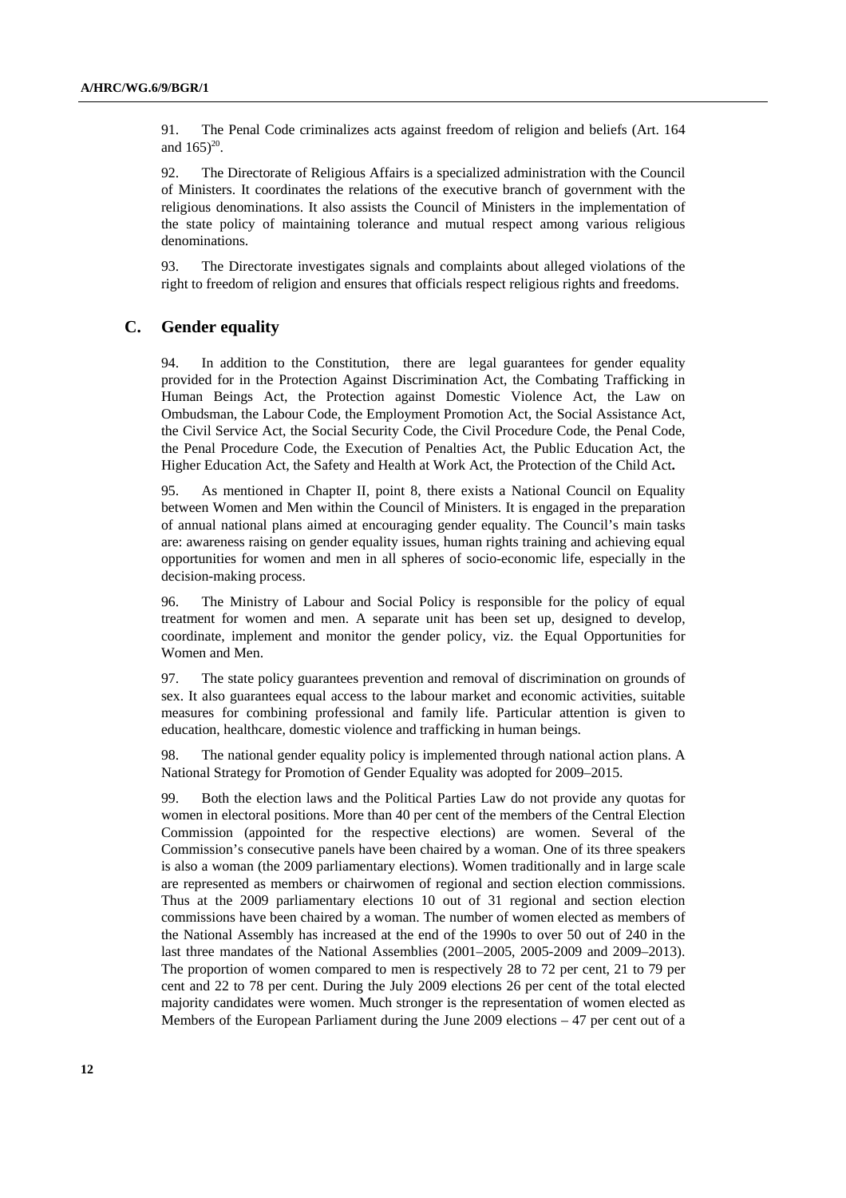91. The Penal Code criminalizes acts against freedom of religion and beliefs (Art. 164 and 165)[20].

92. The Directorate of Religious Affairs is a specialized administration with the Council of Ministers. It coordinates the relations of the executive branch of government with the religious denominations. It also assists the Council of Ministers in the implementation of the state policy of maintaining tolerance and mutual respect among various religious denominations.

93. The Directorate investigates signals and complaints about alleged violations of the right to freedom of religion and ensures that officials respect religious rights and freedoms.

## C. Gender equality

94. In addition to the Constitution, there are legal guarantees for gender equality provided for in the Protection Against Discrimination Act, the Combating Trafficking in Human Beings Act, the Protection against Domestic Violence Act, the Law on Ombudsman, the Labour Code, the Employment Promotion Act, the Social Assistance Act, the Civil Service Act, the Social Security Code, the Civil Procedure Code, the Penal Code, the Penal Procedure Code, the Execution of Penalties Act, the Public Education Act, the Higher Education Act, the Safety and Health at Work Act, the Protection of the Child Act**.**

95. As mentioned in Chapter II, point 8, there exists a National Council on Equality between Women and Men within the Council of Ministers. It is engaged in the preparation of annual national plans aimed at encouraging gender equality. The Council's main tasks are: awareness raising on gender equality issues, human rights training and achieving equal opportunities for women and men in all spheres of socio-economic life, especially in the decision-making process.

96. The Ministry of Labour and Social Policy is responsible for the policy of equal treatment for women and men. A separate unit has been set up, designed to develop, coordinate, implement and monitor the gender policy, viz. the Equal Opportunities for Women and Men.

97. The state policy guarantees prevention and removal of discrimination on grounds of sex. It also guarantees equal access to the labour market and economic activities, suitable measures for combining professional and family life. Particular attention is given to education, healthcare, domestic violence and trafficking in human beings.

98. The national gender equality policy is implemented through national action plans. A National Strategy for Promotion of Gender Equality was adopted for 2009–2015.

99. Both the election laws and the Political Parties Law do not provide any quotas for women in electoral positions. More than 40 per cent of the members of the Central Election Commission (appointed for the respective elections) are women. Several of the Commission's consecutive panels have been chaired by a woman. One of its three speakers is also a woman (the 2009 parliamentary elections). Women traditionally and in large scale are represented as members or chairwomen of regional and section election commissions. Thus at the 2009 parliamentary elections 10 out of 31 regional and section election commissions have been chaired by a woman. The number of women elected as members of the National Assembly has increased at the end of the 1990s to over 50 out of 240 in the last three mandates of the National Assemblies (2001–2005, 2005-2009 and 2009–2013). The proportion of women compared to men is respectively 28 to 72 per cent, 21 to 79 per cent and 22 to 78 per cent. During the July 2009 elections 26 per cent of the total elected majority candidates were women. Much stronger is the representation of women elected as Members of the European Parliament during the June 2009 elections – 47 per cent out of a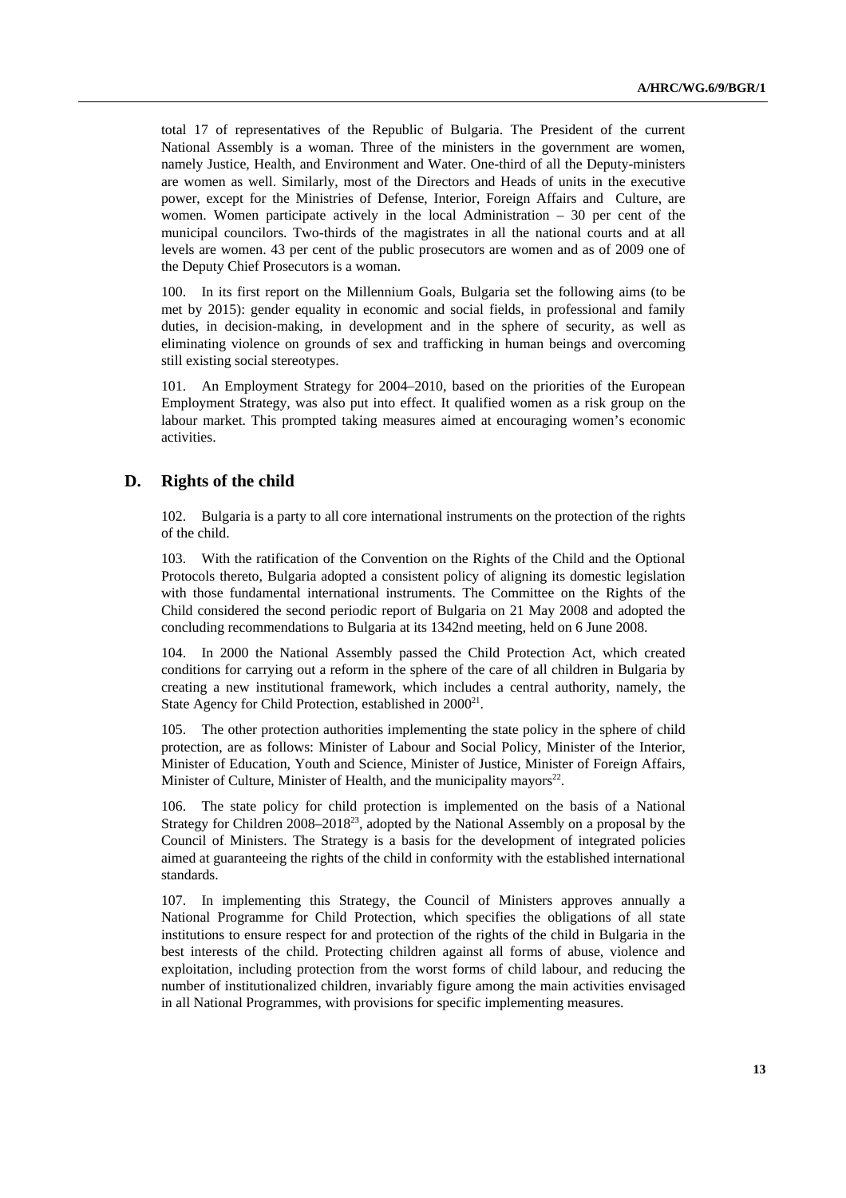total 17 of representatives of the Republic of Bulgaria. The President of the current National Assembly is a woman. Three of the ministers in the government are women, namely Justice, Health, and Environment and Water. One-third of all the Deputy-ministers are women as well. Similarly, most of the Directors and Heads of units in the executive power, except for the Ministries of Defense, Interior, Foreign Affairs and Culture, are women. Women participate actively in the local Administration – 30 per cent of the municipal councilors. Two-thirds of the magistrates in all the national courts and at all levels are women. 43 per cent of the public prosecutors are women and as of 2009 one of the Deputy Chief Prosecutors is a woman.

100. In its first report on the Millennium Goals, Bulgaria set the following aims (to be met by 2015): gender equality in economic and social fields, in professional and family duties, in decision-making, in development and in the sphere of security, as well as eliminating violence on grounds of sex and trafficking in human beings and overcoming still existing social stereotypes.

101. An Employment Strategy for 2004–2010, based on the priorities of the European Employment Strategy, was also put into effect. It qualified women as a risk group on the labour market. This prompted taking measures aimed at encouraging women's economic activities.

## D. Rights of the child

102. Bulgaria is a party to all core international instruments on the protection of the rights of the child.

103. With the ratification of the Convention on the Rights of the Child and the Optional Protocols thereto, Bulgaria adopted a consistent policy of aligning its domestic legislation with those fundamental international instruments. The Committee on the Rights of the Child considered the second periodic report of Bulgaria on 21 May 2008 and adopted the concluding recommendations to Bulgaria at its 1342nd meeting, held on 6 June 2008.

104. In 2000 the National Assembly passed the Child Protection Act, which created conditions for carrying out a reform in the sphere of the care of all children in Bulgaria by creating a new institutional framework, which includes a central authority, namely, the State Agency for Child Protection, established in 2000[21].

105. The other protection authorities implementing the state policy in the sphere of child protection, are as follows: Minister of Labour and Social Policy, Minister of the Interior, Minister of Education, Youth and Science, Minister of Justice, Minister of Foreign Affairs, Minister of Culture, Minister of Health, and the municipality mayors[22].

106. The state policy for child protection is implemented on the basis of a National Strategy for Children 2008–2018[23], adopted by the National Assembly on a proposal by the Council of Ministers. The Strategy is a basis for the development of integrated policies aimed at guaranteeing the rights of the child in conformity with the established international standards.

107. In implementing this Strategy, the Council of Ministers approves annually a National Programme for Child Protection, which specifies the obligations of all state institutions to ensure respect for and protection of the rights of the child in Bulgaria in the best interests of the child. Protecting children against all forms of abuse, violence and exploitation, including protection from the worst forms of child labour, and reducing the number of institutionalized children, invariably figure among the main activities envisaged in all National Programmes, with provisions for specific implementing measures.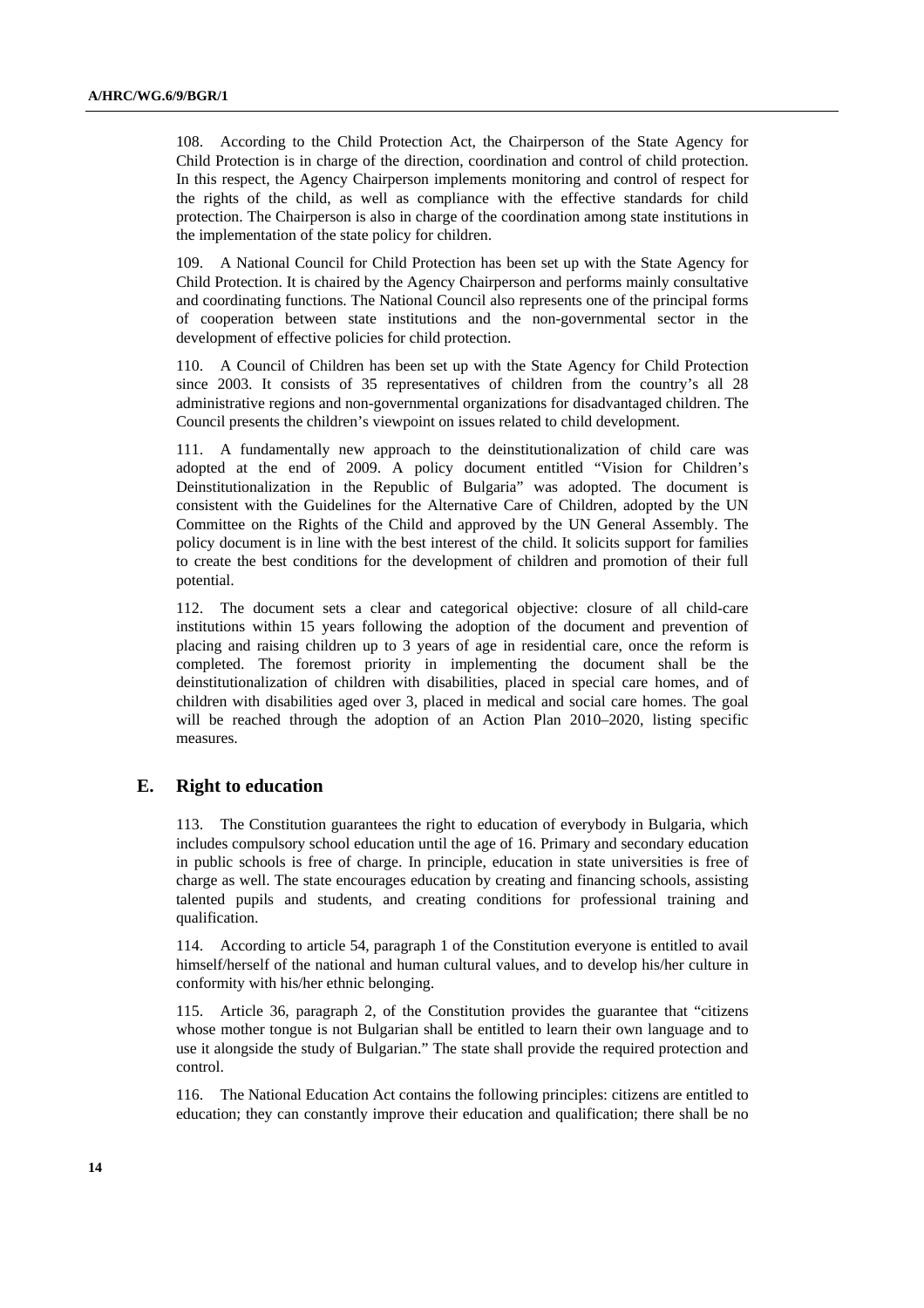108. According to the Child Protection Act, the Chairperson of the State Agency for Child Protection is in charge of the direction, coordination and control of child protection. In this respect, the Agency Chairperson implements monitoring and control of respect for the rights of the child, as well as compliance with the effective standards for child protection. The Chairperson is also in charge of the coordination among state institutions in the implementation of the state policy for children.

109. A National Council for Child Protection has been set up with the State Agency for Child Protection. It is chaired by the Agency Chairperson and performs mainly consultative and coordinating functions. The National Council also represents one of the principal forms of cooperation between state institutions and the non-governmental sector in the development of effective policies for child protection.

110. A Council of Children has been set up with the State Agency for Child Protection since 2003. It consists of 35 representatives of children from the country's all 28 administrative regions and non-governmental organizations for disadvantaged children. The Council presents the children's viewpoint on issues related to child development.

111. A fundamentally new approach to the deinstitutionalization of child care was adopted at the end of 2009. A policy document entitled "Vision for Children's Deinstitutionalization in the Republic of Bulgaria" was adopted. The document is consistent with the Guidelines for the Alternative Care of Children, adopted by the UN Committee on the Rights of the Child and approved by the UN General Assembly. The policy document is in line with the best interest of the child. It solicits support for families to create the best conditions for the development of children and promotion of their full potential.

112. The document sets a clear and categorical objective: closure of all child-care institutions within 15 years following the adoption of the document and prevention of placing and raising children up to 3 years of age in residential care, once the reform is completed. The foremost priority in implementing the document shall be the deinstitutionalization of children with disabilities, placed in special care homes, and of children with disabilities aged over 3, placed in medical and social care homes. The goal will be reached through the adoption of an Action Plan 2010–2020, listing specific measures.

## E. Right to education

113. The Constitution guarantees the right to education of everybody in Bulgaria, which includes compulsory school education until the age of 16. Primary and secondary education in public schools is free of charge. In principle, education in state universities is free of charge as well. The state encourages education by creating and financing schools, assisting talented pupils and students, and creating conditions for professional training and qualification.

114. According to article 54, paragraph 1 of the Constitution everyone is entitled to avail himself/herself of the national and human cultural values, and to develop his/her culture in conformity with his/her ethnic belonging.

115. Article 36, paragraph 2, of the Constitution provides the guarantee that "citizens whose mother tongue is not Bulgarian shall be entitled to learn their own language and to use it alongside the study of Bulgarian." The state shall provide the required protection and control.

116. The National Education Act contains the following principles: citizens are entitled to education; they can constantly improve their education and qualification; there shall be no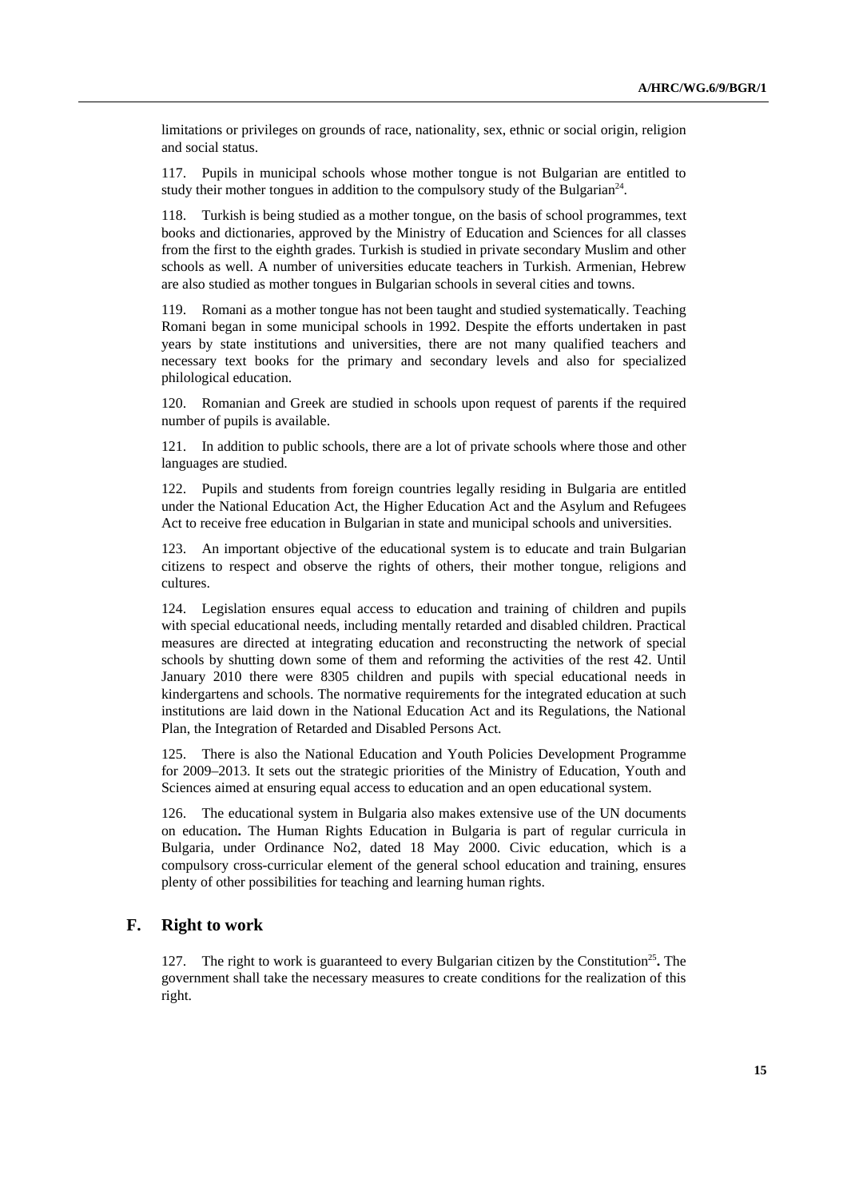limitations or privileges on grounds of race, nationality, sex, ethnic or social origin, religion and social status.

117. Pupils in municipal schools whose mother tongue is not Bulgarian are entitled to study their mother tongues in addition to the compulsory study of the Bulgarian[24].

118. Turkish is being studied as a mother tongue, on the basis of school programmes, text books and dictionaries, approved by the Ministry of Education and Sciences for all classes from the first to the eighth grades. Turkish is studied in private secondary Muslim and other schools as well. A number of universities educate teachers in Turkish. Armenian, Hebrew are also studied as mother tongues in Bulgarian schools in several cities and towns.

119. Romani as a mother tongue has not been taught and studied systematically. Teaching Romani began in some municipal schools in 1992. Despite the efforts undertaken in past years by state institutions and universities, there are not many qualified teachers and necessary text books for the primary and secondary levels and also for specialized philological education.

120. Romanian and Greek are studied in schools upon request of parents if the required number of pupils is available.

121. In addition to public schools, there are a lot of private schools where those and other languages are studied.

122. Pupils and students from foreign countries legally residing in Bulgaria are entitled under the National Education Act, the Higher Education Act and the Asylum and Refugees Act to receive free education in Bulgarian in state and municipal schools and universities.

123. An important objective of the educational system is to educate and train Bulgarian citizens to respect and observe the rights of others, their mother tongue, religions and cultures.

124. Legislation ensures equal access to education and training of children and pupils with special educational needs, including mentally retarded and disabled children. Practical measures are directed at integrating education and reconstructing the network of special schools by shutting down some of them and reforming the activities of the rest 42. Until January 2010 there were 8305 children and pupils with special educational needs in kindergartens and schools. The normative requirements for the integrated education at such institutions are laid down in the National Education Act and its Regulations, the National Plan, the Integration of Retarded and Disabled Persons Act.

125. There is also the National Education and Youth Policies Development Programme for 2009–2013. It sets out the strategic priorities of the Ministry of Education, Youth and Sciences aimed at ensuring equal access to education and an open educational system.

126. The educational system in Bulgaria also makes extensive use of the UN documents on education**.** The Human Rights Education in Bulgaria is part of regular curricula in Bulgaria, under Ordinance No2, dated 18 May 2000. Civic education, which is a compulsory cross-curricular element of the general school education and training, ensures plenty of other possibilities for teaching and learning human rights.

## F. Right to work

127. The right to work is guaranteed to every Bulgarian citizen by the Constitution[25]**.** The government shall take the necessary measures to create conditions for the realization of this right.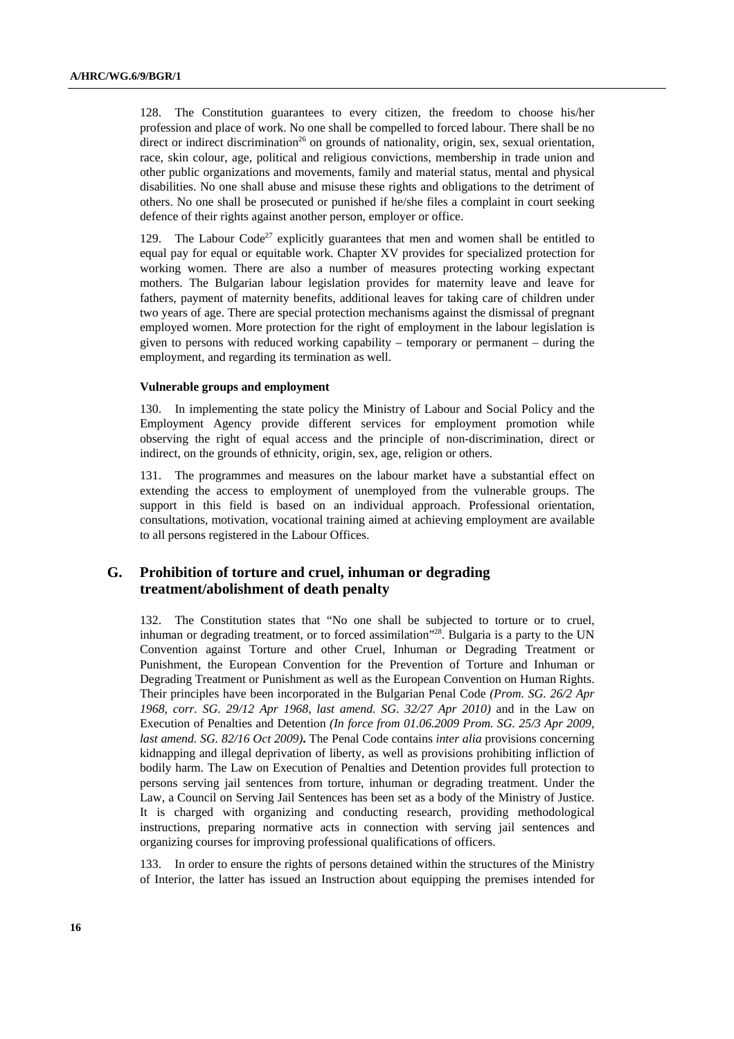128. The Constitution guarantees to every citizen, the freedom to choose his/her profession and place of work. No one shall be compelled to forced labour. There shall be no direct or indirect discrimination[26] on grounds of nationality, origin, sex, sexual orientation, race, skin colour, age, political and religious convictions, membership in trade union and other public organizations and movements, family and material status, mental and physical disabilities. No one shall abuse and misuse these rights and obligations to the detriment of others. No one shall be prosecuted or punished if he/she files a complaint in court seeking defence of their rights against another person, employer or office.

129. The Labour Code[27] explicitly guarantees that men and women shall be entitled to equal pay for equal or equitable work. Chapter XV provides for specialized protection for working women. There are also a number of measures protecting working expectant mothers. The Bulgarian labour legislation provides for maternity leave and leave for fathers, payment of maternity benefits, additional leaves for taking care of children under two years of age. There are special protection mechanisms against the dismissal of pregnant employed women. More protection for the right of employment in the labour legislation is given to persons with reduced working capability – temporary or permanent – during the employment, and regarding its termination as well.

**Vulnerable groups and employment**

130. In implementing the state policy the Ministry of Labour and Social Policy and the Employment Agency provide different services for employment promotion while observing the right of equal access and the principle of non-discrimination, direct or indirect, on the grounds of ethnicity, origin, sex, age, religion or others.

131. The programmes and measures on the labour market have a substantial effect on extending the access to employment of unemployed from the vulnerable groups. The support in this field is based on an individual approach. Professional orientation, consultations, motivation, vocational training aimed at achieving employment are available to all persons registered in the Labour Offices.

## G. Prohibition of torture and cruel, inhuman or degrading treatment/abolishment of death penalty

132. The Constitution states that "No one shall be subjected to torture or to cruel, inhuman or degrading treatment, or to forced assimilation"[28]. Bulgaria is a party to the UN Convention against Torture and other Cruel, Inhuman or Degrading Treatment or Punishment, the European Convention for the Prevention of Torture and Inhuman or Degrading Treatment or Punishment as well as the European Convention on Human Rights. Their principles have been incorporated in the Bulgarian Penal Code *(Prom. SG. 26/2 Apr 1968, corr. SG. 29/12 Apr 1968, last amend. SG. 32/27 Apr 2010)* and in the Law on Execution of Penalties and Detention *(In force from 01.06.2009 Prom. SG. 25/3 Apr 2009, last amend. SG. 82/16 Oct 2009)***.** The Penal Code contains *inter alia* provisions concerning kidnapping and illegal deprivation of liberty, as well as provisions prohibiting infliction of bodily harm. The Law on Execution of Penalties and Detention provides full protection to persons serving jail sentences from torture, inhuman or degrading treatment. Under the Law, a Council on Serving Jail Sentences has been set as a body of the Ministry of Justice. It is charged with organizing and conducting research, providing methodological instructions, preparing normative acts in connection with serving jail sentences and organizing courses for improving professional qualifications of officers.

133. In order to ensure the rights of persons detained within the structures of the Ministry of Interior, the latter has issued an Instruction about equipping the premises intended for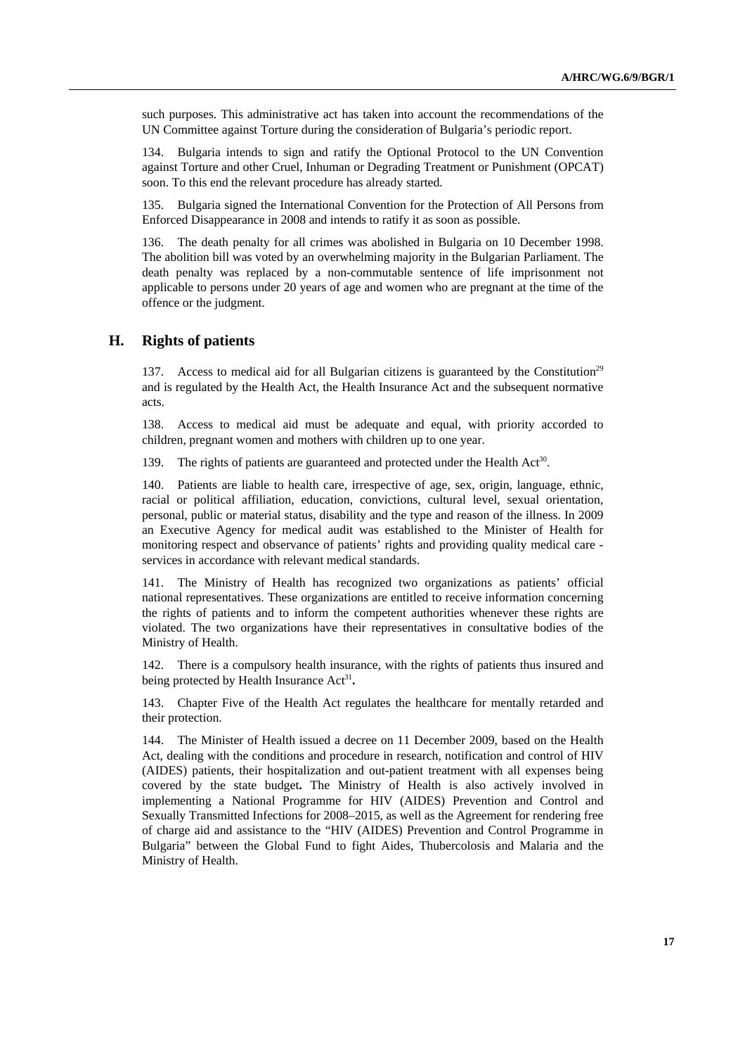such purposes. This administrative act has taken into account the recommendations of the UN Committee against Torture during the consideration of Bulgaria's periodic report.

134. Bulgaria intends to sign and ratify the Optional Protocol to the UN Convention against Torture and other Cruel, Inhuman or Degrading Treatment or Punishment (OPCAT) soon. To this end the relevant procedure has already started.

135. Bulgaria signed the International Convention for the Protection of All Persons from Enforced Disappearance in 2008 and intends to ratify it as soon as possible.

136. The death penalty for all crimes was abolished in Bulgaria on 10 December 1998. The abolition bill was voted by an overwhelming majority in the Bulgarian Parliament. The death penalty was replaced by a non-commutable sentence of life imprisonment not applicable to persons under 20 years of age and women who are pregnant at the time of the offence or the judgment.

## H. Rights of patients

137. Access to medical aid for all Bulgarian citizens is guaranteed by the Constitution[29] and is regulated by the Health Act, the Health Insurance Act and the subsequent normative acts.

138. Access to medical aid must be adequate and equal, with priority accorded to children, pregnant women and mothers with children up to one year.

139. The rights of patients are guaranteed and protected under the Health Act[30].

140. Patients are liable to health care, irrespective of age, sex, origin, language, ethnic, racial or political affiliation, education, convictions, cultural level, sexual orientation, personal, public or material status, disability and the type and reason of the illness. In 2009 an Executive Agency for medical audit was established to the Minister of Health for monitoring respect and observance of patients' rights and providing quality medical care - services in accordance with relevant medical standards.

141. The Ministry of Health has recognized two organizations as patients' official national representatives. These organizations are entitled to receive information concerning the rights of patients and to inform the competent authorities whenever these rights are violated. The two organizations have their representatives in consultative bodies of the Ministry of Health.

142. There is a compulsory health insurance, with the rights of patients thus insured and being protected by Health Insurance Act[31]**.**

143. Chapter Five of the Health Act regulates the healthcare for mentally retarded and their protection.

144. The Minister of Health issued a decree on 11 December 2009, based on the Health Act, dealing with the conditions and procedure in research, notification and control of HIV (AIDES) patients, their hospitalization and out-patient treatment with all expenses being covered by the state budget**.** The Ministry of Health is also actively involved in implementing a National Programme for HIV (AIDES) Prevention and Control and Sexually Transmitted Infections for 2008–2015, as well as the Agreement for rendering free of charge aid and assistance to the "HIV (AIDES) Prevention and Control Programme in Bulgaria" between the Global Fund to fight Aides, Thubercolosis and Malaria and the Ministry of Health.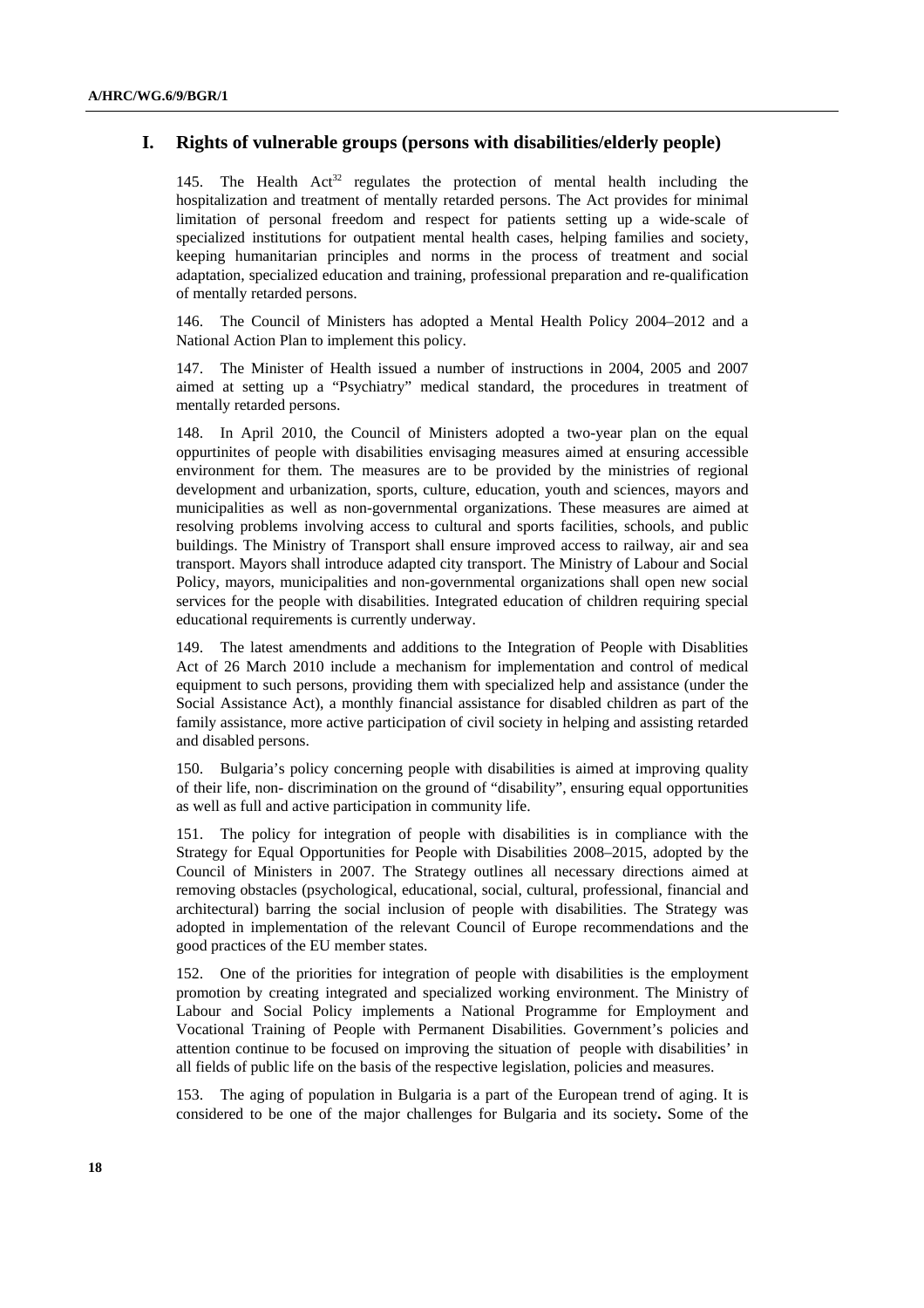## I. Rights of vulnerable groups (persons with disabilities/elderly people)

145. The Health Act[32] regulates the protection of mental health including the hospitalization and treatment of mentally retarded persons. The Act provides for minimal limitation of personal freedom and respect for patients setting up a wide-scale of specialized institutions for outpatient mental health cases, helping families and society, keeping humanitarian principles and norms in the process of treatment and social adaptation, specialized education and training, professional preparation and re-qualification of mentally retarded persons.

146. The Council of Ministers has adopted a Mental Health Policy 2004–2012 and a National Action Plan to implement this policy.

147. The Minister of Health issued a number of instructions in 2004, 2005 and 2007 aimed at setting up a "Psychiatry" medical standard, the procedures in treatment of mentally retarded persons.

148. In April 2010, the Council of Ministers adopted a two-year plan on the equal oppurtinites of people with disabilities envisaging measures aimed at ensuring accessible environment for them. The measures are to be provided by the ministries of regional development and urbanization, sports, culture, education, youth and sciences, mayors and municipalities as well as non-governmental organizations. These measures are aimed at resolving problems involving access to cultural and sports facilities, schools, and public buildings. The Ministry of Transport shall ensure improved access to railway, air and sea transport. Mayors shall introduce adapted city transport. The Ministry of Labour and Social Policy, mayors, municipalities and non-governmental organizations shall open new social services for the people with disabilities. Integrated education of children requiring special educational requirements is currently underway.

149. The latest amendments and additions to the Integration of People with Disablities Act of 26 March 2010 include a mechanism for implementation and control of medical equipment to such persons, providing them with specialized help and assistance (under the Social Assistance Act), a monthly financial assistance for disabled children as part of the family assistance, more active participation of civil society in helping and assisting retarded and disabled persons.

150. Bulgaria's policy concerning people with disabilities is aimed at improving quality of their life, non- discrimination on the ground of "disability", ensuring equal opportunities as well as full and active participation in community life.

151. The policy for integration of people with disabilities is in compliance with the Strategy for Equal Opportunities for People with Disabilities 2008–2015, adopted by the Council of Ministers in 2007. The Strategy outlines all necessary directions aimed at removing obstacles (psychological, educational, social, cultural, professional, financial and architectural) barring the social inclusion of people with disabilities. The Strategy was adopted in implementation of the relevant Council of Europe recommendations and the good practices of the EU member states.

152. One of the priorities for integration of people with disabilities is the employment promotion by creating integrated and specialized working environment. The Ministry of Labour and Social Policy implements a National Programme for Employment and Vocational Training of People with Permanent Disabilities. Government's policies and attention continue to be focused on improving the situation of people with disabilities' in all fields of public life on the basis of the respective legislation, policies and measures.

153. The aging of population in Bulgaria is a part of the European trend of aging. It is considered to be one of the major challenges for Bulgaria and its society**.** Some of the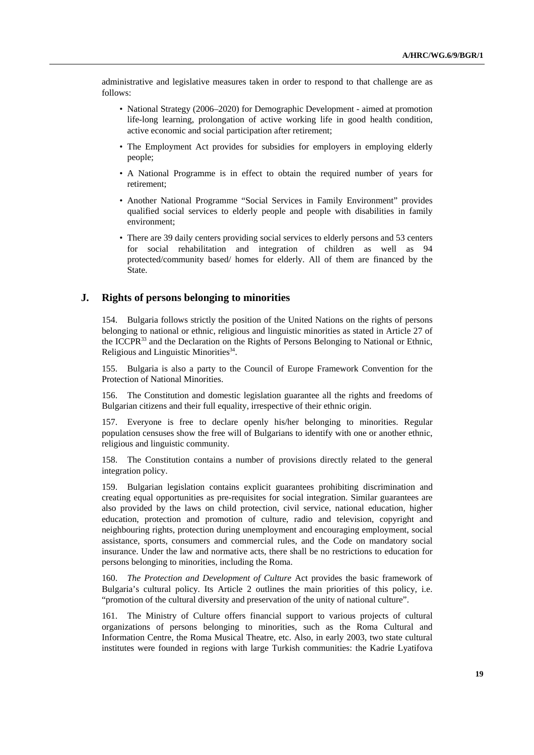administrative and legislative measures taken in order to respond to that challenge are as follows:

- National Strategy (2006–2020) for Demographic Development - aimed at promotion life-long learning, prolongation of active working life in good health condition, active economic and social participation after retirement;
- The Employment Act provides for subsidies for employers in employing elderly people;
- A National Programme is in effect to obtain the required number of years for retirement;
- Another National Programme "Social Services in Family Environment" provides qualified social services to elderly people and people with disabilities in family environment;
- There are 39 daily centers providing social services to elderly persons and 53 centers for social rehabilitation and integration of children as well as 94 protected/community based/ homes for elderly. All of them are financed by the State.

## J. Rights of persons belonging to minorities

154. Bulgaria follows strictly the position of the United Nations on the rights of persons belonging to national or ethnic, religious and linguistic minorities as stated in Article 27 of the ICCPR[33] and the Declaration on the Rights of Persons Belonging to National or Ethnic, Religious and Linguistic Minorities[34].

155. Bulgaria is also a party to the Council of Europe Framework Convention for the Protection of National Minorities.

156. The Constitution and domestic legislation guarantee all the rights and freedoms of Bulgarian citizens and their full equality, irrespective of their ethnic origin.

157. Everyone is free to declare openly his/her belonging to minorities. Regular population censuses show the free will of Bulgarians to identify with one or another ethnic, religious and linguistic community.

158. The Constitution contains a number of provisions directly related to the general integration policy.

159. Bulgarian legislation contains explicit guarantees prohibiting discrimination and creating equal opportunities as pre-requisites for social integration. Similar guarantees are also provided by the laws on child protection, civil service, national education, higher education, protection and promotion of culture, radio and television, copyright and neighbouring rights, protection during unemployment and encouraging employment, social assistance, sports, consumers and commercial rules, and the Code on mandatory social insurance. Under the law and normative acts, there shall be no restrictions to education for persons belonging to minorities, including the Roma.

160. *The Protection and Development of Culture* Act provides the basic framework of Bulgaria's cultural policy. Its Article 2 outlines the main priorities of this policy, i.e. "promotion of the cultural diversity and preservation of the unity of national culture".

161. The Ministry of Culture offers financial support to various projects of cultural organizations of persons belonging to minorities, such as the Roma Cultural and Information Centre, the Roma Musical Theatre, etc. Also, in early 2003, two state cultural institutes were founded in regions with large Turkish communities: the Kadrie Lyatifova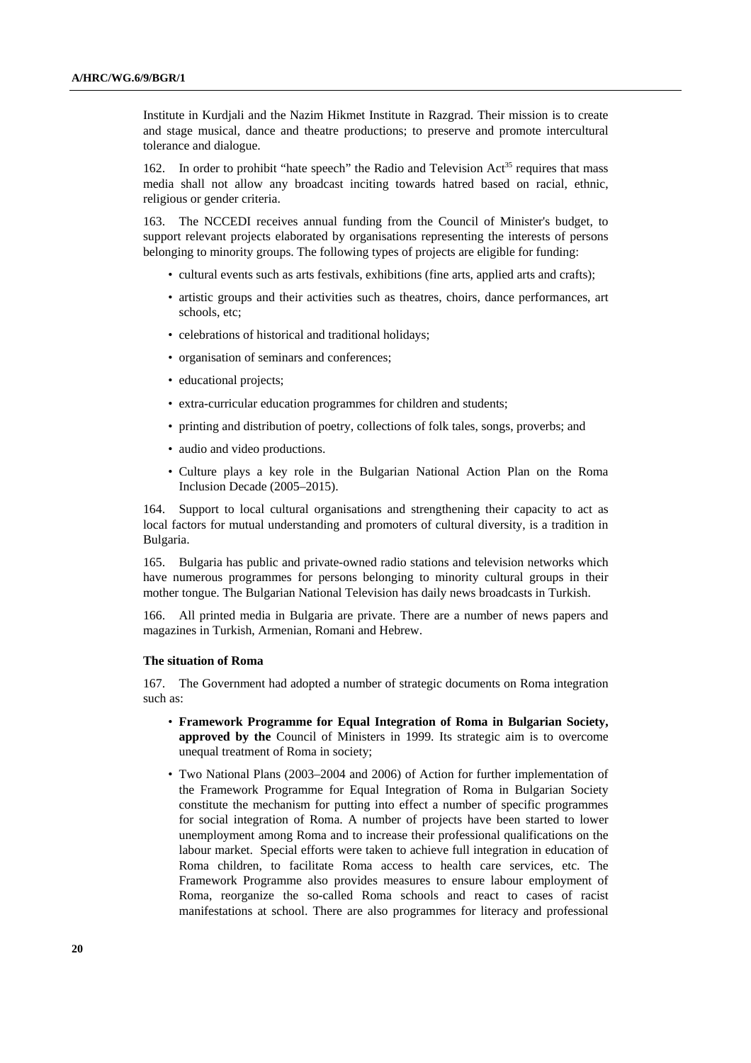Institute in Kurdjali and the Nazim Hikmet Institute in Razgrad. Their mission is to create and stage musical, dance and theatre productions; to preserve and promote intercultural tolerance and dialogue.

162. In order to prohibit "hate speech" the Radio and Television Act[35] requires that mass media shall not allow any broadcast inciting towards hatred based on racial, ethnic, religious or gender criteria.

163. The NCCEDI receives annual funding from the Council of Minister's budget, to support relevant projects elaborated by organisations representing the interests of persons belonging to minority groups. The following types of projects are eligible for funding:

- cultural events such as arts festivals, exhibitions (fine arts, applied arts and crafts);
- artistic groups and their activities such as theatres, choirs, dance performances, art schools, etc;
- celebrations of historical and traditional holidays;
- organisation of seminars and conferences;
- educational projects;
- extra-curricular education programmes for children and students;
- printing and distribution of poetry, collections of folk tales, songs, proverbs; and
- audio and video productions.
- Culture plays a key role in the Bulgarian National Action Plan on the Roma Inclusion Decade (2005–2015).

164. Support to local cultural organisations and strengthening their capacity to act as local factors for mutual understanding and promoters of cultural diversity, is a tradition in Bulgaria.

165. Bulgaria has public and private-owned radio stations and television networks which have numerous programmes for persons belonging to minority cultural groups in their mother tongue. The Bulgarian National Television has daily news broadcasts in Turkish.

166. All printed media in Bulgaria are private. There are a number of news papers and magazines in Turkish, Armenian, Romani and Hebrew.

**The situation of Roma**

167. The Government had adopted a number of strategic documents on Roma integration such as:

- **Framework Programme for Equal Integration of Roma in Bulgarian Society, approved by the** Council of Ministers in 1999. Its strategic aim is to overcome unequal treatment of Roma in society;
- Two National Plans (2003–2004 and 2006) of Action for further implementation of the Framework Programme for Equal Integration of Roma in Bulgarian Society constitute the mechanism for putting into effect a number of specific programmes for social integration of Roma. A number of projects have been started to lower unemployment among Roma and to increase their professional qualifications on the labour market. Special efforts were taken to achieve full integration in education of Roma children, to facilitate Roma access to health care services, etc. The Framework Programme also provides measures to ensure labour employment of Roma, reorganize the so-called Roma schools and react to cases of racist manifestations at school. There are also programmes for literacy and professional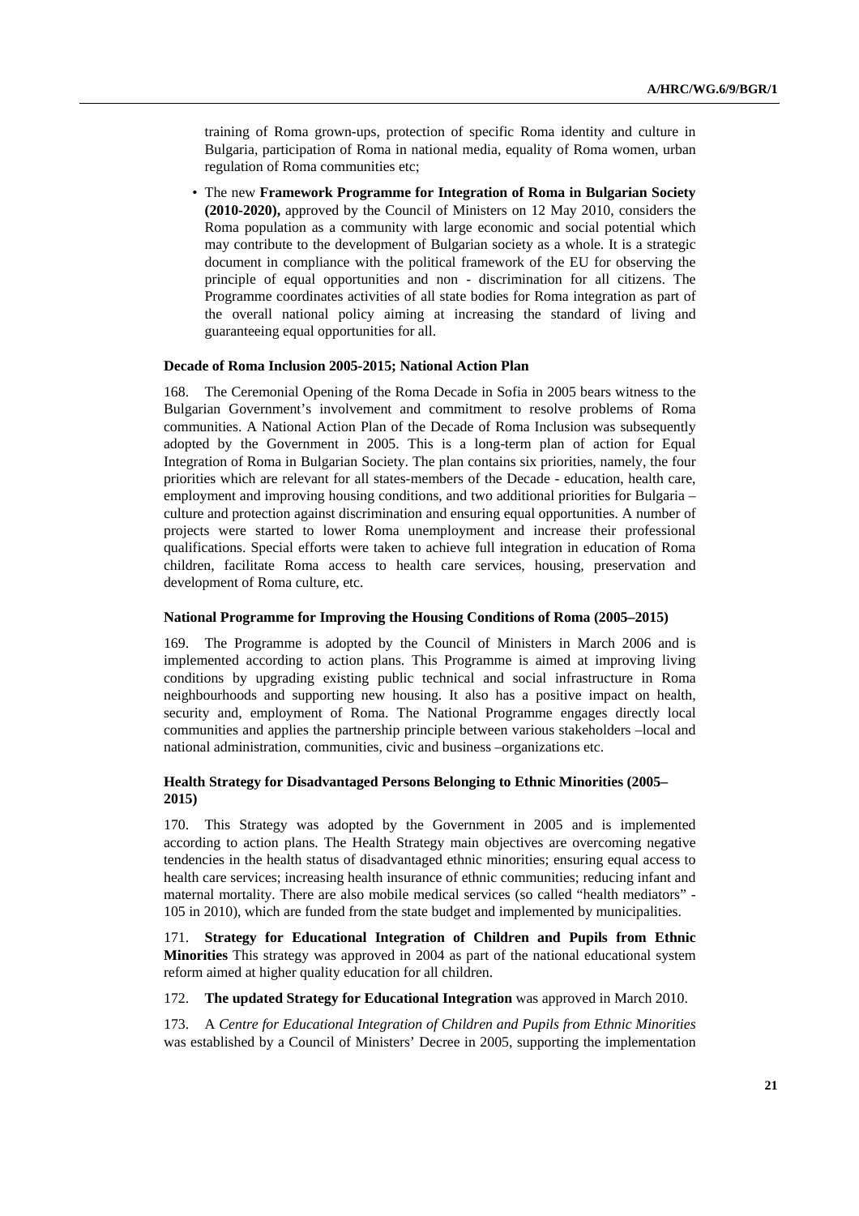training of Roma grown-ups, protection of specific Roma identity and culture in Bulgaria, participation of Roma in national media, equality of Roma women, urban regulation of Roma communities etc;

- The new **Framework Programme for Integration of Roma in Bulgarian Society (2010-2020),** approved by the Council of Ministers on 12 May 2010, considers the Roma population as a community with large economic and social potential which may contribute to the development of Bulgarian society as a whole. It is a strategic document in compliance with the political framework of the EU for observing the principle of equal opportunities and non - discrimination for all citizens. The Programme coordinates activities of all state bodies for Roma integration as part of the overall national policy aiming at increasing the standard of living and guaranteeing equal opportunities for all.

#### Decade of Roma Inclusion 2005-2015; National Action Plan

168. The Ceremonial Opening of the Roma Decade in Sofia in 2005 bears witness to the Bulgarian Government's involvement and commitment to resolve problems of Roma communities. A National Action Plan of the Decade of Roma Inclusion was subsequently adopted by the Government in 2005. This is a long-term plan of action for Equal Integration of Roma in Bulgarian Society. The plan contains six priorities, namely, the four priorities which are relevant for all states-members of the Decade - education, health care, employment and improving housing conditions, and two additional priorities for Bulgaria – culture and protection against discrimination and ensuring equal opportunities. A number of projects were started to lower Roma unemployment and increase their professional qualifications. Special efforts were taken to achieve full integration in education of Roma children, facilitate Roma access to health care services, housing, preservation and development of Roma culture, etc.

#### National Programme for Improving the Housing Conditions of Roma (2005–2015)

169. The Programme is adopted by the Council of Ministers in March 2006 and is implemented according to action plans. This Programme is aimed at improving living conditions by upgrading existing public technical and social infrastructure in Roma neighbourhoods and supporting new housing. It also has a positive impact on health, security and, employment of Roma. The National Programme engages directly local communities and applies the partnership principle between various stakeholders –local and national administration, communities, civic and business –organizations etc.

#### Health Strategy for Disadvantaged Persons Belonging to Ethnic Minorities (2005–2015)

170. This Strategy was adopted by the Government in 2005 and is implemented according to action plans. The Health Strategy main objectives are overcoming negative tendencies in the health status of disadvantaged ethnic minorities; ensuring equal access to health care services; increasing health insurance of ethnic communities; reducing infant and maternal mortality. There are also mobile medical services (so called "health mediators" - 105 in 2010), which are funded from the state budget and implemented by municipalities.

171. **Strategy for Educational Integration of Children and Pupils from Ethnic Minorities** This strategy was approved in 2004 as part of the national educational system reform aimed at higher quality education for all children.

172. **The updated Strategy for Educational Integration** was approved in March 2010.

173. A *Centre for Educational Integration of Children and Pupils from Ethnic Minorities* was established by a Council of Ministers' Decree in 2005, supporting the implementation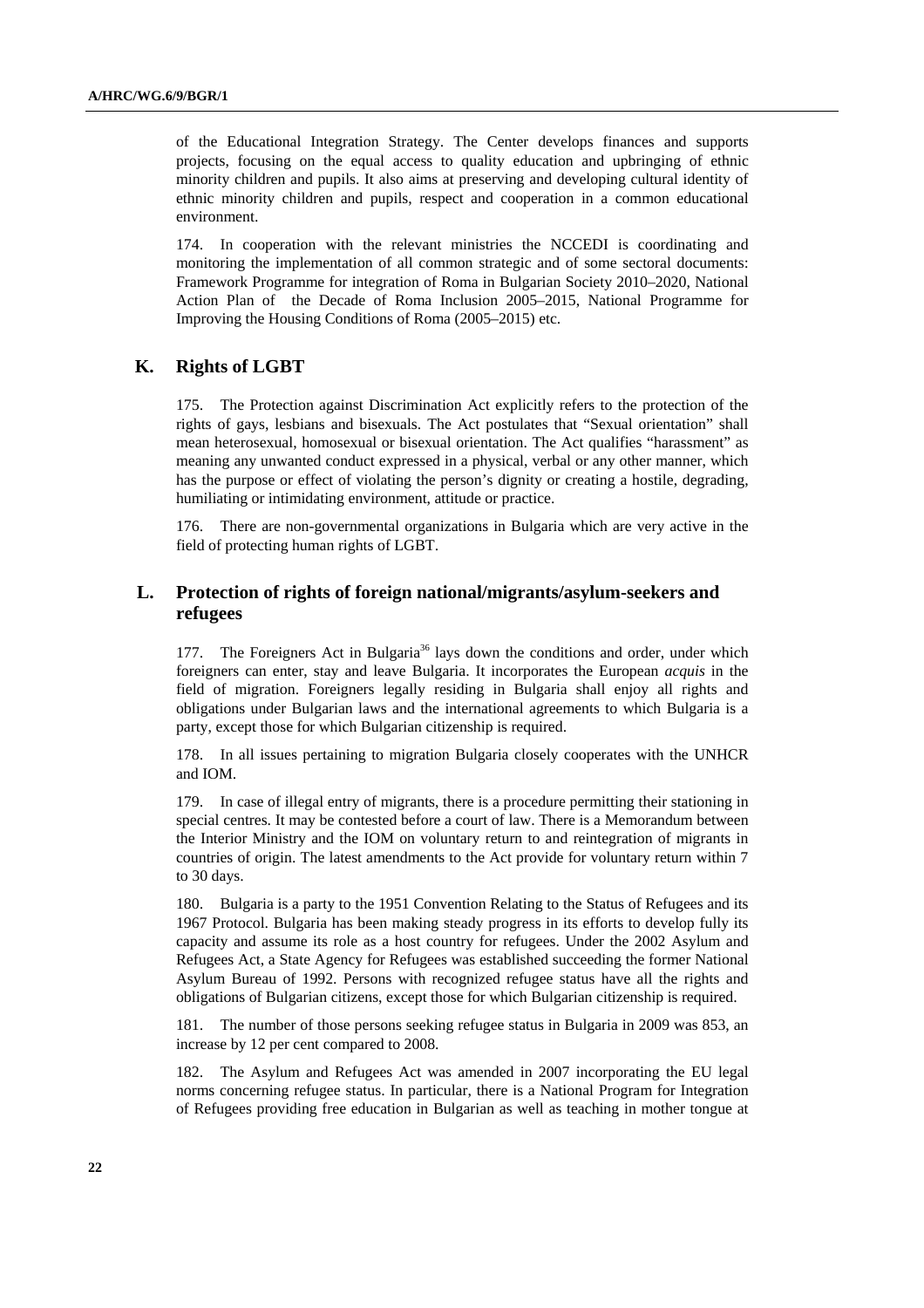of the Educational Integration Strategy. The Center develops finances and supports projects, focusing on the equal access to quality education and upbringing of ethnic minority children and pupils. It also aims at preserving and developing cultural identity of ethnic minority children and pupils, respect and cooperation in a common educational environment.

174. In cooperation with the relevant ministries the NCCEDI is coordinating and monitoring the implementation of all common strategic and of some sectoral documents: Framework Programme for integration of Roma in Bulgarian Society 2010–2020, National Action Plan of the Decade of Roma Inclusion 2005–2015, National Programme for Improving the Housing Conditions of Roma (2005–2015) etc.

## K. Rights of LGBT

175. The Protection against Discrimination Act explicitly refers to the protection of the rights of gays, lesbians and bisexuals. The Act postulates that "Sexual orientation" shall mean heterosexual, homosexual or bisexual orientation. The Act qualifies "harassment" as meaning any unwanted conduct expressed in a physical, verbal or any other manner, which has the purpose or effect of violating the person's dignity or creating a hostile, degrading, humiliating or intimidating environment, attitude or practice.

176. There are non-governmental organizations in Bulgaria which are very active in the field of protecting human rights of LGBT.

## L. Protection of rights of foreign national/migrants/asylum-seekers and refugees

177. The Foreigners Act in Bulgaria[36] lays down the conditions and order, under which foreigners can enter, stay and leave Bulgaria. It incorporates the European *acquis* in the field of migration. Foreigners legally residing in Bulgaria shall enjoy all rights and obligations under Bulgarian laws and the international agreements to which Bulgaria is a party, except those for which Bulgarian citizenship is required.

178. In all issues pertaining to migration Bulgaria closely cooperates with the UNHCR and IOM.

179. In case of illegal entry of migrants, there is a procedure permitting their stationing in special centres. It may be contested before a court of law. There is a Memorandum between the Interior Ministry and the IOM on voluntary return to and reintegration of migrants in countries of origin. The latest amendments to the Act provide for voluntary return within 7 to 30 days.

180. Bulgaria is a party to the 1951 Convention Relating to the Status of Refugees and its 1967 Protocol. Bulgaria has been making steady progress in its efforts to develop fully its capacity and assume its role as a host country for refugees. Under the 2002 Asylum and Refugees Act, a State Agency for Refugees was established succeeding the former National Asylum Bureau of 1992. Persons with recognized refugee status have all the rights and obligations of Bulgarian citizens, except those for which Bulgarian citizenship is required.

181. The number of those persons seeking refugee status in Bulgaria in 2009 was 853, an increase by 12 per cent compared to 2008.

182. The Asylum and Refugees Act was amended in 2007 incorporating the EU legal norms concerning refugee status. In particular, there is a National Program for Integration of Refugees providing free education in Bulgarian as well as teaching in mother tongue at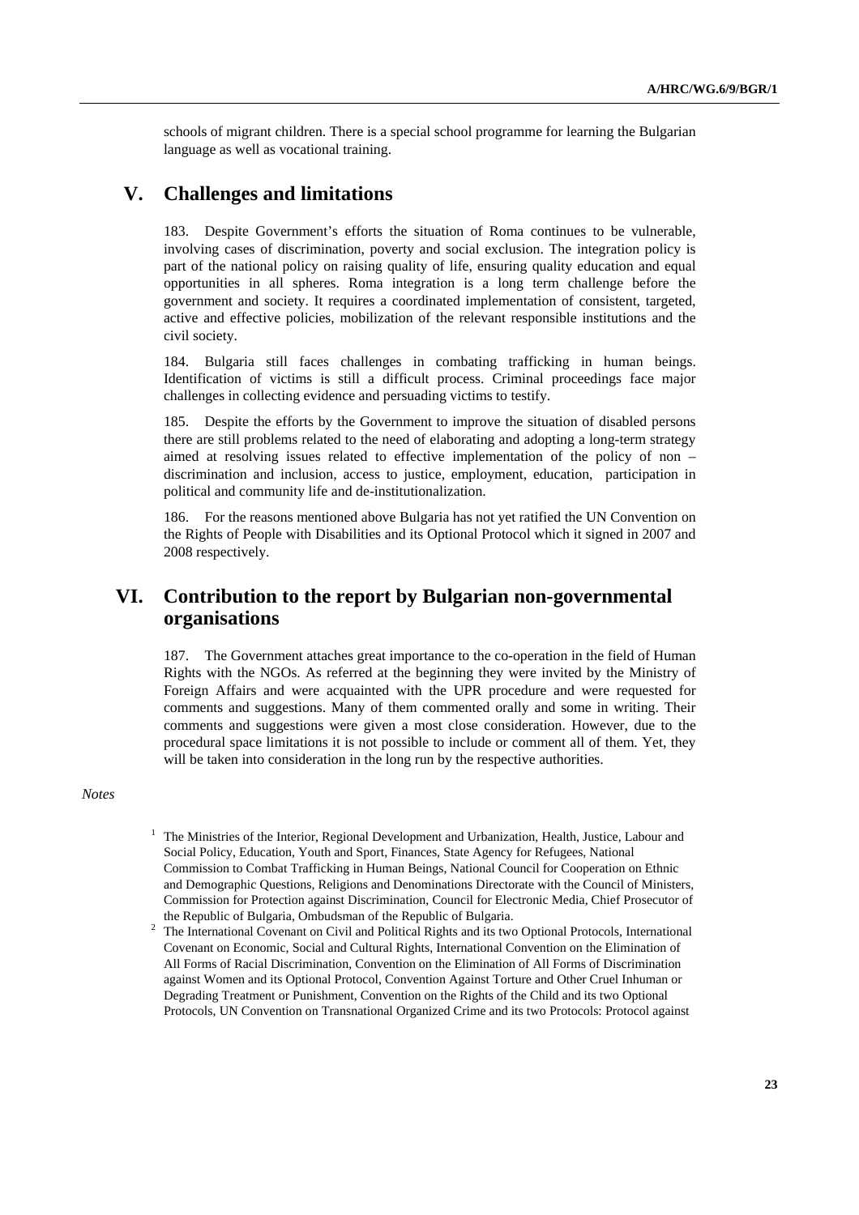schools of migrant children. There is a special school programme for learning the Bulgarian language as well as vocational training.

# V. Challenges and limitations

183. Despite Government's efforts the situation of Roma continues to be vulnerable, involving cases of discrimination, poverty and social exclusion. The integration policy is part of the national policy on raising quality of life, ensuring quality education and equal opportunities in all spheres. Roma integration is a long term challenge before the government and society. It requires a coordinated implementation of consistent, targeted, active and effective policies, mobilization of the relevant responsible institutions and the civil society.

184. Bulgaria still faces challenges in combating trafficking in human beings. Identification of victims is still a difficult process. Criminal proceedings face major challenges in collecting evidence and persuading victims to testify.

185. Despite the efforts by the Government to improve the situation of disabled persons there are still problems related to the need of elaborating and adopting a long-term strategy aimed at resolving issues related to effective implementation of the policy of non – discrimination and inclusion, access to justice, employment, education, participation in political and community life and de-institutionalization.

186. For the reasons mentioned above Bulgaria has not yet ratified the UN Convention on the Rights of People with Disabilities and its Optional Protocol which it signed in 2007 and 2008 respectively.

# VI. Contribution to the report by Bulgarian non-governmental organisations

187. The Government attaches great importance to the co-operation in the field of Human Rights with the NGOs. As referred at the beginning they were invited by the Ministry of Foreign Affairs and were acquainted with the UPR procedure and were requested for comments and suggestions. Many of them commented orally and some in writing. Their comments and suggestions were given a most close consideration. However, due to the procedural space limitations it is not possible to include or comment all of them. Yet, they will be taken into consideration in the long run by the respective authorities.

*Notes*

[1] The Ministries of the Interior, Regional Development and Urbanization, Health, Justice, Labour and Social Policy, Education, Youth and Sport, Finances, State Agency for Refugees, National Commission to Combat Trafficking in Human Beings, National Council for Cooperation on Ethnic and Demographic Questions, Religions and Denominations Directorate with the Council of Ministers, Commission for Protection against Discrimination, Council for Electronic Media, Chief Prosecutor of the Republic of Bulgaria, Ombudsman of the Republic of Bulgaria.

[2] The International Covenant on Civil and Political Rights and its two Optional Protocols, International Covenant on Economic, Social and Cultural Rights, International Convention on the Elimination of All Forms of Racial Discrimination, Convention on the Elimination of All Forms of Discrimination against Women and its Optional Protocol, Convention Against Torture and Other Cruel Inhuman or Degrading Treatment or Punishment, Convention on the Rights of the Child and its two Optional Protocols, UN Convention on Transnational Organized Crime and its two Protocols: Protocol against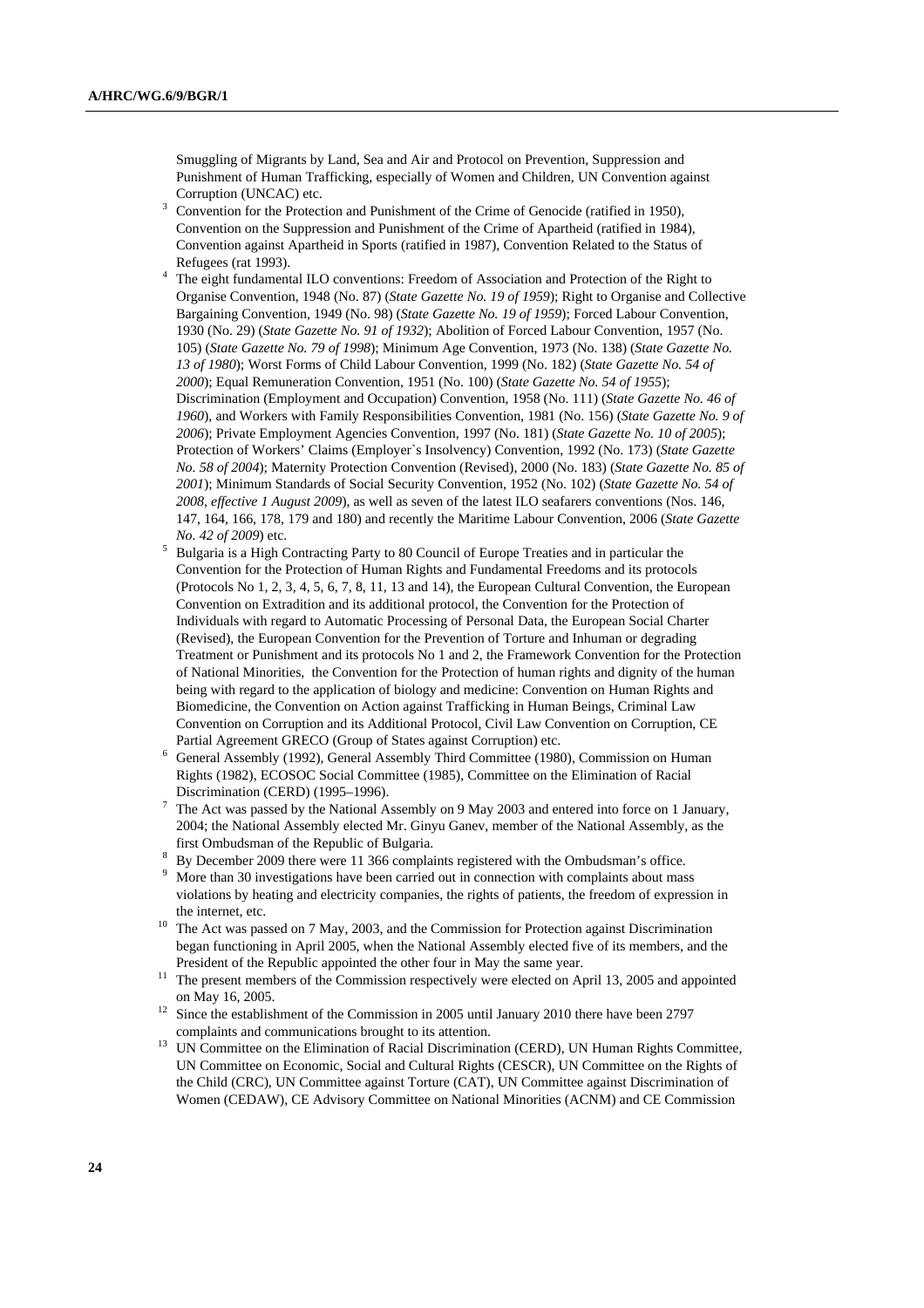Smuggling of Migrants by Land, Sea and Air and Protocol on Prevention, Suppression and Punishment of Human Trafficking, especially of Women and Children, UN Convention against Corruption (UNCAC) etc.

[3] Convention for the Protection and Punishment of the Crime of Genocide (ratified in 1950), Convention on the Suppression and Punishment of the Crime of Apartheid (ratified in 1984), Convention against Apartheid in Sports (ratified in 1987), Convention Related to the Status of Refugees (rat 1993).

[4] The eight fundamental ILO conventions: Freedom of Association and Protection of the Right to Organise Convention, 1948 (No. 87) (*State Gazette No. 19 of 1959*); Right to Organise and Collective Bargaining Convention, 1949 (No. 98) (*State Gazette No. 19 of 1959*); Forced Labour Convention, 1930 (No. 29) (*State Gazette No. 91 of 1932*); Abolition of Forced Labour Convention, 1957 (No. 105) (*State Gazette No. 79 of 1998*); Minimum Age Convention, 1973 (No. 138) (*State Gazette No. 13 of 1980*); Worst Forms of Child Labour Convention, 1999 (No. 182) (*State Gazette No. 54 of 2000*); Equal Remuneration Convention, 1951 (No. 100) (*State Gazette No. 54 of 1955*); Discrimination (Employment and Occupation) Convention, 1958 (No. 111) (*State Gazette No. 46 of 1960*), and Workers with Family Responsibilities Convention, 1981 (No. 156) (*State Gazette No. 9 of 2006*); Private Employment Agencies Convention, 1997 (No. 181) (*State Gazette No. 10 of 2005*); Protection of Workers' Claims (Employer`s Insolvency) Convention, 1992 (No. 173) (*State Gazette No. 58 of 2004*); Maternity Protection Convention (Revised), 2000 (No. 183) (*State Gazette No. 85 of 2001*); Minimum Standards of Social Security Convention, 1952 (No. 102) (*State Gazette No. 54 of 2008, effective 1 August 2009*), as well as seven of the latest ILO seafarers conventions (Nos. 146, 147, 164, 166, 178, 179 and 180) and recently the Maritime Labour Convention, 2006 (*State Gazette No. 42 of 2009*) etc.

[5] Bulgaria is a High Contracting Party to 80 Council of Europe Treaties and in particular the Convention for the Protection of Human Rights and Fundamental Freedoms and its protocols (Protocols No 1, 2, 3, 4, 5, 6, 7, 8, 11, 13 and 14), the European Cultural Convention, the European Convention on Extradition and its additional protocol, the Convention for the Protection of Individuals with regard to Automatic Processing of Personal Data, the European Social Charter (Revised), the European Convention for the Prevention of Torture and Inhuman or degrading Treatment or Punishment and its protocols No 1 and 2, the Framework Convention for the Protection of National Minorities, the Convention for the Protection of human rights and dignity of the human being with regard to the application of biology and medicine: Convention on Human Rights and Biomedicine, the Convention on Action against Trafficking in Human Beings, Criminal Law Convention on Corruption and its Additional Protocol, Civil Law Convention on Corruption, CE Partial Agreement GRECO (Group of States against Corruption) etc.

[6] General Assembly (1992), General Assembly Third Committee (1980), Commission on Human Rights (1982), ECOSOC Social Committee (1985), Committee on the Elimination of Racial Discrimination (CERD) (1995–1996).

[7] The Act was passed by the National Assembly on 9 May 2003 and entered into force on 1 January, 2004; the National Assembly elected Mr. Ginyu Ganev, member of the National Assembly, as the first Ombudsman of the Republic of Bulgaria.

[8] By December 2009 there were 11 366 complaints registered with the Ombudsman's office.

[9] More than 30 investigations have been carried out in connection with complaints about mass violations by heating and electricity companies, the rights of patients, the freedom of expression in the internet, etc.

[10] The Act was passed on 7 May, 2003, and the Commission for Protection against Discrimination began functioning in April 2005, when the National Assembly elected five of its members, and the President of the Republic appointed the other four in May the same year.

[11] The present members of the Commission respectively were elected on April 13, 2005 and appointed on May 16, 2005.

[12] Since the establishment of the Commission in 2005 until January 2010 there have been 2797 complaints and communications brought to its attention.

[13] UN Committee on the Elimination of Racial Discrimination (CERD), UN Human Rights Committee, UN Committee on Economic, Social and Cultural Rights (CESCR), UN Committee on the Rights of the Child (CRC), UN Committee against Torture (CAT), UN Committee against Discrimination of Women (CEDAW), CE Advisory Committee on National Minorities (ACNM) and CE Commission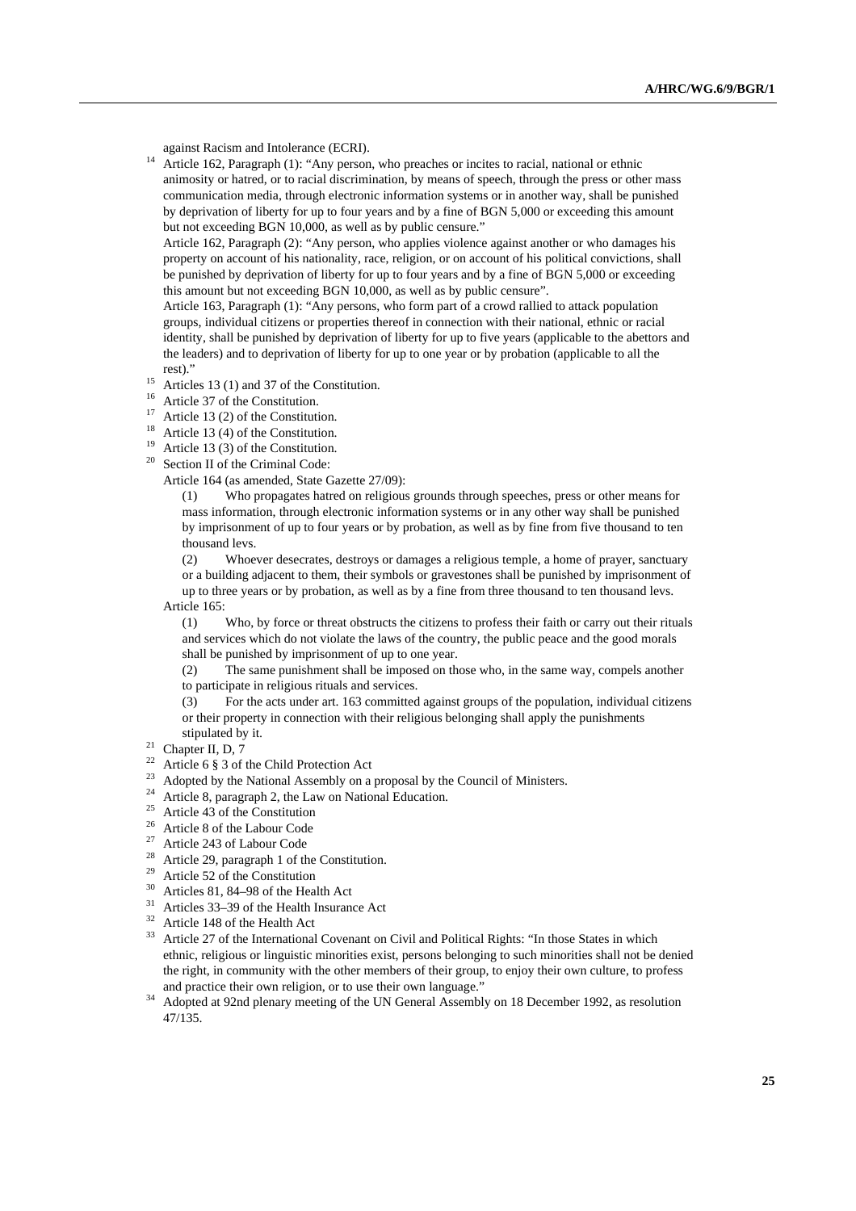against Racism and Intolerance (ECRI).

[14] Article 162, Paragraph (1): "Any person, who preaches or incites to racial, national or ethnic animosity or hatred, or to racial discrimination, by means of speech, through the press or other mass communication media, through electronic information systems or in another way, shall be punished by deprivation of liberty for up to four years and by a fine of BGN 5,000 or exceeding this amount but not exceeding BGN 10,000, as well as by public censure."

Article 162, Paragraph (2): "Any person, who applies violence against another or who damages his property on account of his nationality, race, religion, or on account of his political convictions, shall be punished by deprivation of liberty for up to four years and by a fine of BGN 5,000 or exceeding this amount but not exceeding BGN 10,000, as well as by public censure".

Article 163, Paragraph (1): "Any persons, who form part of a crowd rallied to attack population groups, individual citizens or properties thereof in connection with their national, ethnic or racial identity, shall be punished by deprivation of liberty for up to five years (applicable to the abettors and the leaders) and to deprivation of liberty for up to one year or by probation (applicable to all the rest)."

[15] Articles 13 (1) and 37 of the Constitution.

[16] Article 37 of the Constitution.

[17] Article 13 (2) of the Constitution.

[18] Article 13 (4) of the Constitution.

[19] Article 13 (3) of the Constitution.

[20] Section II of the Criminal Code:

Article 164 (as amended, State Gazette 27/09):

(1) Who propagates hatred on religious grounds through speeches, press or other means for mass information, through electronic information systems or in any other way shall be punished by imprisonment of up to four years or by probation, as well as by fine from five thousand to ten thousand levs.

(2) Whoever desecrates, destroys or damages a religious temple, a home of prayer, sanctuary or a building adjacent to them, their symbols or gravestones shall be punished by imprisonment of up to three years or by probation, as well as by a fine from three thousand to ten thousand levs.

Article 165:

(1) Who, by force or threat obstructs the citizens to profess their faith or carry out their rituals and services which do not violate the laws of the country, the public peace and the good morals shall be punished by imprisonment of up to one year.

(2) The same punishment shall be imposed on those who, in the same way, compels another to participate in religious rituals and services.

(3) For the acts under art. 163 committed against groups of the population, individual citizens or their property in connection with their religious belonging shall apply the punishments stipulated by it.

[21] Chapter II, D, 7

[22] Article 6 § 3 of the Child Protection Act

[23] Adopted by the National Assembly on a proposal by the Council of Ministers.

[24] Article 8, paragraph 2, the Law on National Education.

[25] Article 43 of the Constitution

[26] Article 8 of the Labour Code

[27] Article 243 of Labour Code

[28] Article 29, paragraph 1 of the Constitution.

[29] Article 52 of the Constitution

[30] Articles 81, 84–98 of the Health Act

[31] Articles 33–39 of the Health Insurance Act

[32] Article 148 of the Health Act

[33] Article 27 of the International Covenant on Civil and Political Rights: "In those States in which ethnic, religious or linguistic minorities exist, persons belonging to such minorities shall not be denied the right, in community with the other members of their group, to enjoy their own culture, to profess and practice their own religion, or to use their own language."

[34] Adopted at 92nd plenary meeting of the UN General Assembly on 18 December 1992, as resolution 47/135.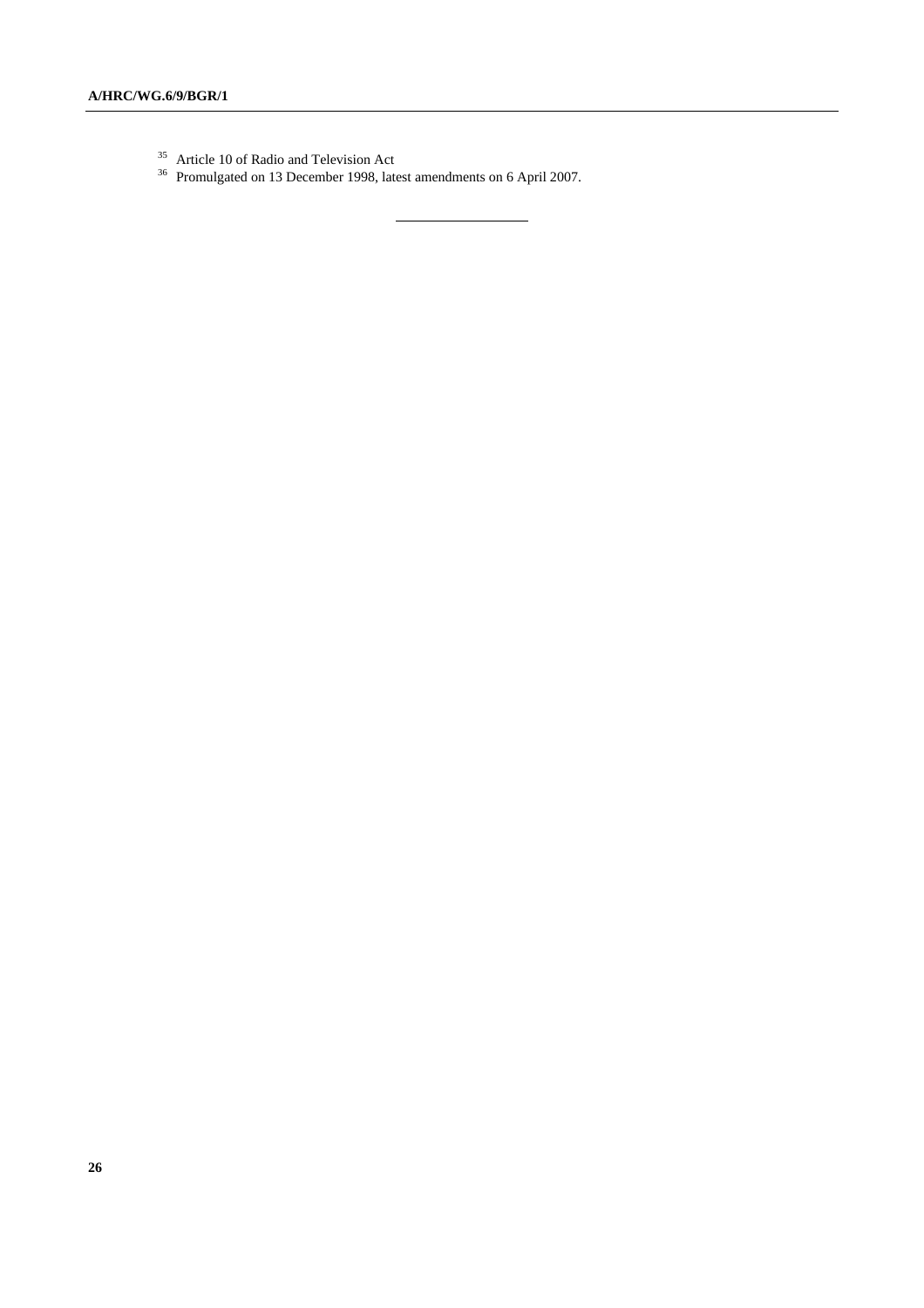[35] Article 10 of Radio and Television Act

[36] Promulgated on 13 December 1998, latest amendments on 6 April 2007.